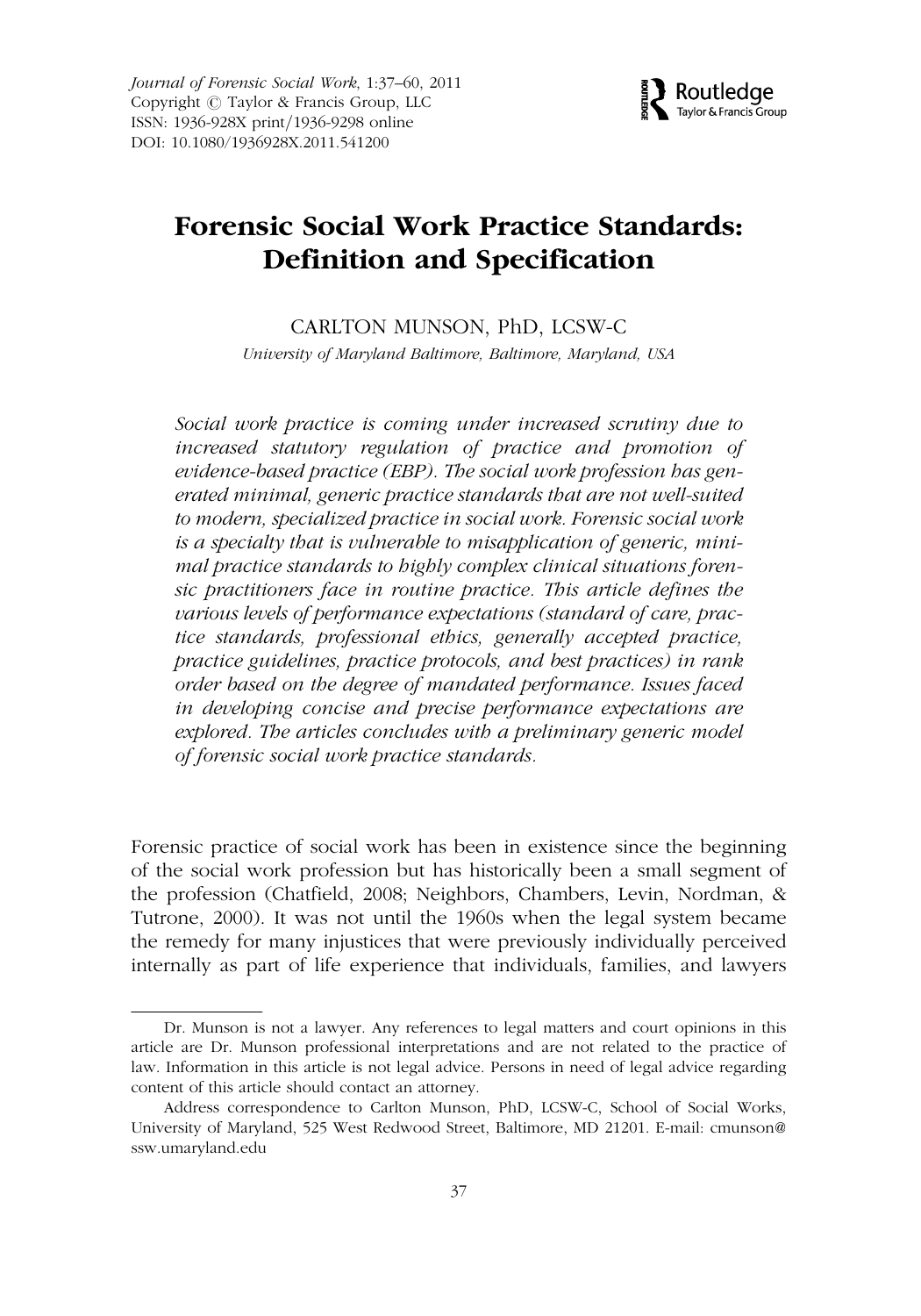*Journal of Forensic Social Work*, 1:37–60, 2011
Copyright © Taylor & Francis Group, LLC
ISSN: 1936-928X print/1936-9298 online
DOI: 10.1080/1936928X.2011.541200

# Forensic Social Work Practice Standards: Definition and Specification

CARLTON MUNSON, PhD, LCSW-C

*University of Maryland Baltimore, Baltimore, Maryland, USA*

*Social work practice is coming under increased scrutiny due to increased statutory regulation of practice and promotion of evidence-based practice (EBP). The social work profession has generated minimal, generic practice standards that are not well-suited to modern, specialized practice in social work. Forensic social work is a specialty that is vulnerable to misapplication of generic, minimal practice standards to highly complex clinical situations forensic practitioners face in routine practice. This article defines the various levels of performance expectations (standard of care, practice standards, professional ethics, generally accepted practice, practice guidelines, practice protocols, and best practices) in rank order based on the degree of mandated performance. Issues faced in developing concise and precise performance expectations are explored. The articles concludes with a preliminary generic model of forensic social work practice standards.*

Forensic practice of social work has been in existence since the beginning of the social work profession but has historically been a small segment of the profession (Chatfield, 2008; Neighbors, Chambers, Levin, Nordman, & Tutrone, 2000). It was not until the 1960s when the legal system became the remedy for many injustices that were previously individually perceived internally as part of life experience that individuals, families, and lawyers

---

Dr. Munson is not a lawyer. Any references to legal matters and court opinions in this article are Dr. Munson professional interpretations and are not related to the practice of law. Information in this article is not legal advice. Persons in need of legal advice regarding content of this article should contact an attorney.

Address correspondence to Carlton Munson, PhD, LCSW-C, School of Social Works, University of Maryland, 525 West Redwood Street, Baltimore, MD 21201. E-mail: cmunson@ssw.umaryland.edu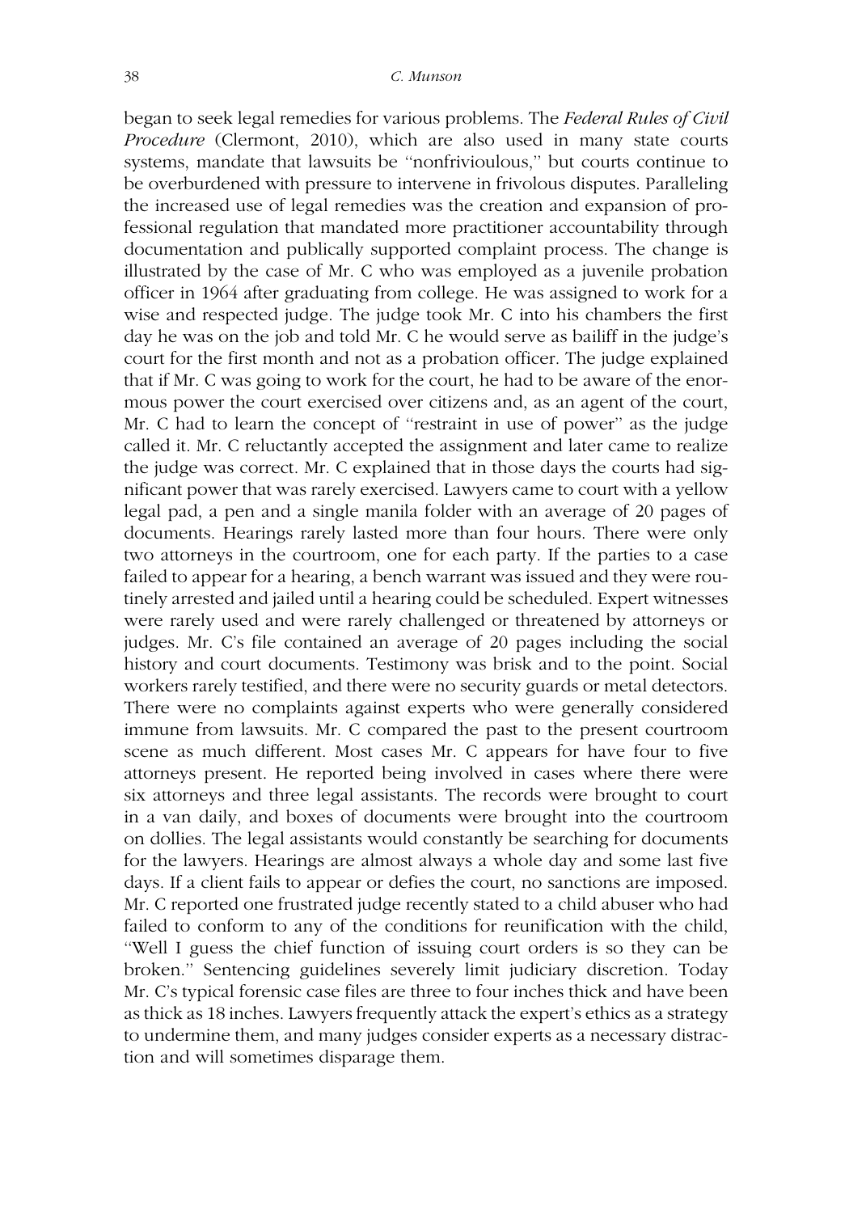began to seek legal remedies for various problems. The *Federal Rules of Civil Procedure* (Clermont, 2010), which are also used in many state courts systems, mandate that lawsuits be ''nonfrivioulous,'' but courts continue to be overburdened with pressure to intervene in frivolous disputes. Paralleling the increased use of legal remedies was the creation and expansion of professional regulation that mandated more practitioner accountability through documentation and publically supported complaint process. The change is illustrated by the case of Mr. C who was employed as a juvenile probation officer in 1964 after graduating from college. He was assigned to work for a wise and respected judge. The judge took Mr. C into his chambers the first day he was on the job and told Mr. C he would serve as bailiff in the judge's court for the first month and not as a probation officer. The judge explained that if Mr. C was going to work for the court, he had to be aware of the enormous power the court exercised over citizens and, as an agent of the court, Mr. C had to learn the concept of ''restraint in use of power'' as the judge called it. Mr. C reluctantly accepted the assignment and later came to realize the judge was correct. Mr. C explained that in those days the courts had significant power that was rarely exercised. Lawyers came to court with a yellow legal pad, a pen and a single manila folder with an average of 20 pages of documents. Hearings rarely lasted more than four hours. There were only two attorneys in the courtroom, one for each party. If the parties to a case failed to appear for a hearing, a bench warrant was issued and they were routinely arrested and jailed until a hearing could be scheduled. Expert witnesses were rarely used and were rarely challenged or threatened by attorneys or judges. Mr. C's file contained an average of 20 pages including the social history and court documents. Testimony was brisk and to the point. Social workers rarely testified, and there were no security guards or metal detectors. There were no complaints against experts who were generally considered immune from lawsuits. Mr. C compared the past to the present courtroom scene as much different. Most cases Mr. C appears for have four to five attorneys present. He reported being involved in cases where there were six attorneys and three legal assistants. The records were brought to court in a van daily, and boxes of documents were brought into the courtroom on dollies. The legal assistants would constantly be searching for documents for the lawyers. Hearings are almost always a whole day and some last five days. If a client fails to appear or defies the court, no sanctions are imposed. Mr. C reported one frustrated judge recently stated to a child abuser who had failed to conform to any of the conditions for reunification with the child, ''Well I guess the chief function of issuing court orders is so they can be broken.'' Sentencing guidelines severely limit judiciary discretion. Today Mr. C's typical forensic case files are three to four inches thick and have been as thick as 18 inches. Lawyers frequently attack the expert's ethics as a strategy to undermine them, and many judges consider experts as a necessary distraction and will sometimes disparage them.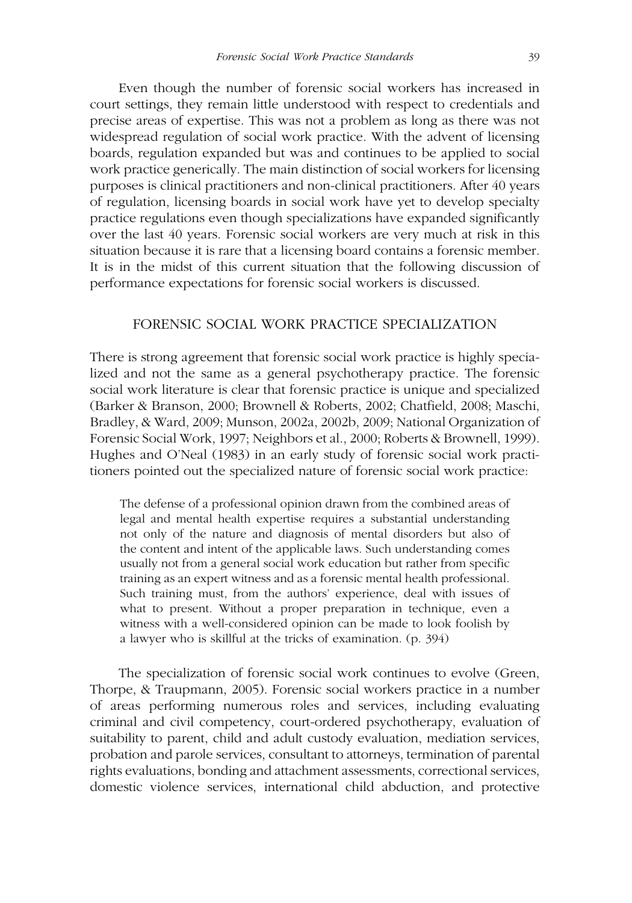Even though the number of forensic social workers has increased in court settings, they remain little understood with respect to credentials and precise areas of expertise. This was not a problem as long as there was not widespread regulation of social work practice. With the advent of licensing boards, regulation expanded but was and continues to be applied to social work practice generically. The main distinction of social workers for licensing purposes is clinical practitioners and non-clinical practitioners. After 40 years of regulation, licensing boards in social work have yet to develop specialty practice regulations even though specializations have expanded significantly over the last 40 years. Forensic social workers are very much at risk in this situation because it is rare that a licensing board contains a forensic member. It is in the midst of this current situation that the following discussion of performance expectations for forensic social workers is discussed.

## FORENSIC SOCIAL WORK PRACTICE SPECIALIZATION

There is strong agreement that forensic social work practice is highly specialized and not the same as a general psychotherapy practice. The forensic social work literature is clear that forensic practice is unique and specialized (Barker & Branson, 2000; Brownell & Roberts, 2002; Chatfield, 2008; Maschi, Bradley, & Ward, 2009; Munson, 2002a, 2002b, 2009; National Organization of Forensic Social Work, 1997; Neighbors et al., 2000; Roberts & Brownell, 1999). Hughes and O'Neal (1983) in an early study of forensic social work practitioners pointed out the specialized nature of forensic social work practice:

> The defense of a professional opinion drawn from the combined areas of legal and mental health expertise requires a substantial understanding not only of the nature and diagnosis of mental disorders but also of the content and intent of the applicable laws. Such understanding comes usually not from a general social work education but rather from specific training as an expert witness and as a forensic mental health professional. Such training must, from the authors' experience, deal with issues of what to present. Without a proper preparation in technique, even a witness with a well-considered opinion can be made to look foolish by a lawyer who is skillful at the tricks of examination. (p. 394)

The specialization of forensic social work continues to evolve (Green, Thorpe, & Traupmann, 2005). Forensic social workers practice in a number of areas performing numerous roles and services, including evaluating criminal and civil competency, court-ordered psychotherapy, evaluation of suitability to parent, child and adult custody evaluation, mediation services, probation and parole services, consultant to attorneys, termination of parental rights evaluations, bonding and attachment assessments, correctional services, domestic violence services, international child abduction, and protective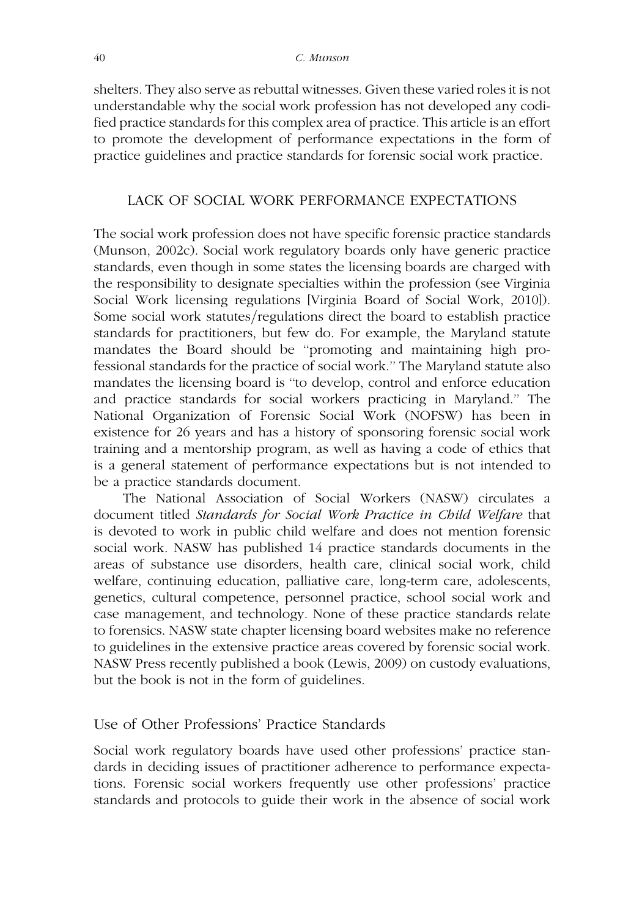shelters. They also serve as rebuttal witnesses. Given these varied roles it is not understandable why the social work profession has not developed any codified practice standards for this complex area of practice. This article is an effort to promote the development of performance expectations in the form of practice guidelines and practice standards for forensic social work practice.

## LACK OF SOCIAL WORK PERFORMANCE EXPECTATIONS

The social work profession does not have specific forensic practice standards (Munson, 2002c). Social work regulatory boards only have generic practice standards, even though in some states the licensing boards are charged with the responsibility to designate specialties within the profession (see Virginia Social Work licensing regulations [Virginia Board of Social Work, 2010]). Some social work statutes/regulations direct the board to establish practice standards for practitioners, but few do. For example, the Maryland statute mandates the Board should be "promoting and maintaining high professional standards for the practice of social work." The Maryland statute also mandates the licensing board is "to develop, control and enforce education and practice standards for social workers practicing in Maryland." The National Organization of Forensic Social Work (NOFSW) has been in existence for 26 years and has a history of sponsoring forensic social work training and a mentorship program, as well as having a code of ethics that is a general statement of performance expectations but is not intended to be a practice standards document.

The National Association of Social Workers (NASW) circulates a document titled *Standards for Social Work Practice in Child Welfare* that is devoted to work in public child welfare and does not mention forensic social work. NASW has published 14 practice standards documents in the areas of substance use disorders, health care, clinical social work, child welfare, continuing education, palliative care, long-term care, adolescents, genetics, cultural competence, personnel practice, school social work and case management, and technology. None of these practice standards relate to forensics. NASW state chapter licensing board websites make no reference to guidelines in the extensive practice areas covered by forensic social work. NASW Press recently published a book (Lewis, 2009) on custody evaluations, but the book is not in the form of guidelines.

### Use of Other Professions' Practice Standards

Social work regulatory boards have used other professions' practice standards in deciding issues of practitioner adherence to performance expectations. Forensic social workers frequently use other professions' practice standards and protocols to guide their work in the absence of social work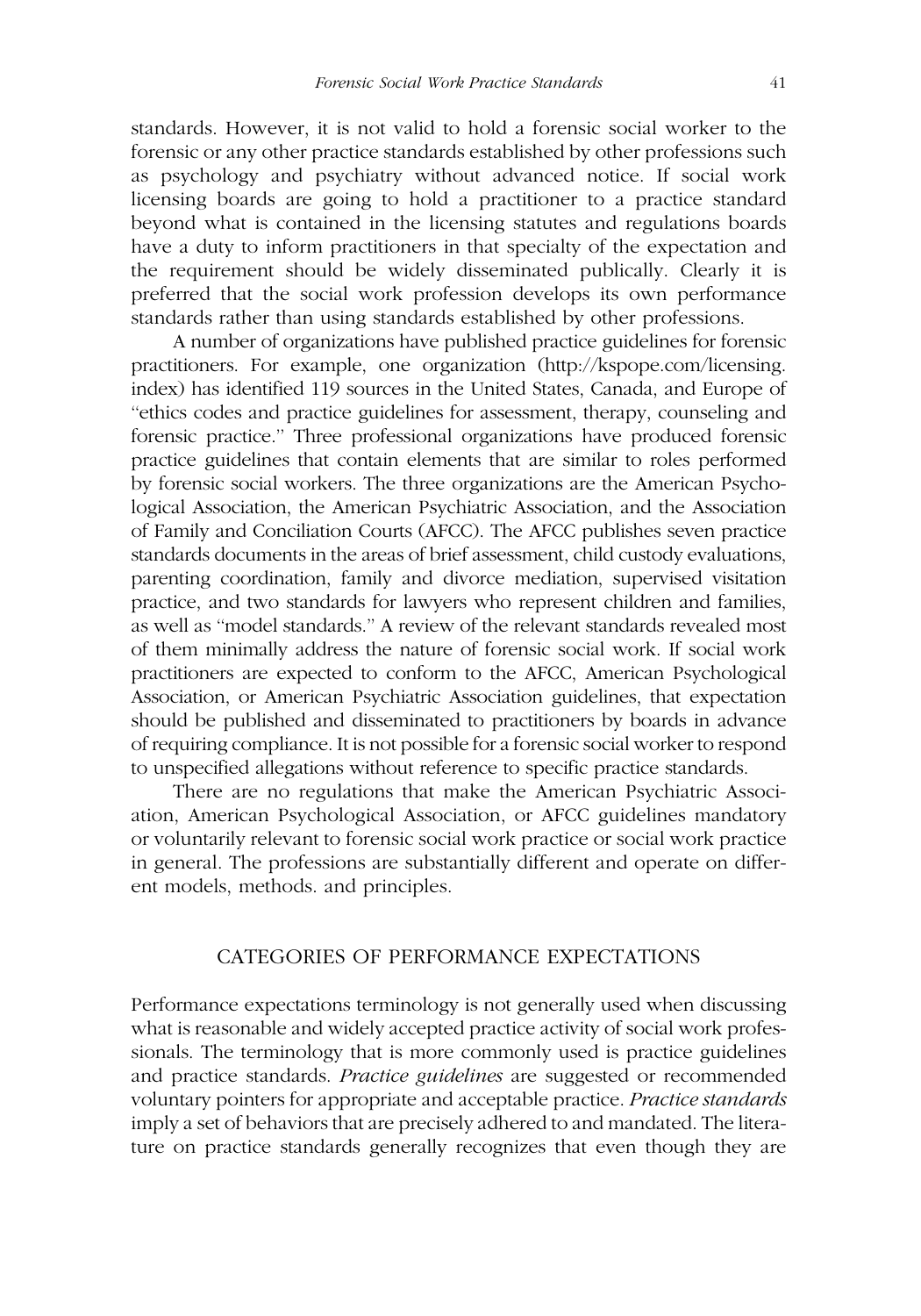standards. However, it is not valid to hold a forensic social worker to the forensic or any other practice standards established by other professions such as psychology and psychiatry without advanced notice. If social work licensing boards are going to hold a practitioner to a practice standard beyond what is contained in the licensing statutes and regulations boards have a duty to inform practitioners in that specialty of the expectation and the requirement should be widely disseminated publically. Clearly it is preferred that the social work profession develops its own performance standards rather than using standards established by other professions.

A number of organizations have published practice guidelines for forensic practitioners. For example, one organization (http://kspope.com/licensing.index) has identified 119 sources in the United States, Canada, and Europe of "ethics codes and practice guidelines for assessment, therapy, counseling and forensic practice." Three professional organizations have produced forensic practice guidelines that contain elements that are similar to roles performed by forensic social workers. The three organizations are the American Psychological Association, the American Psychiatric Association, and the Association of Family and Conciliation Courts (AFCC). The AFCC publishes seven practice standards documents in the areas of brief assessment, child custody evaluations, parenting coordination, family and divorce mediation, supervised visitation practice, and two standards for lawyers who represent children and families, as well as "model standards." A review of the relevant standards revealed most of them minimally address the nature of forensic social work. If social work practitioners are expected to conform to the AFCC, American Psychological Association, or American Psychiatric Association guidelines, that expectation should be published and disseminated to practitioners by boards in advance of requiring compliance. It is not possible for a forensic social worker to respond to unspecified allegations without reference to specific practice standards.

There are no regulations that make the American Psychiatric Association, American Psychological Association, or AFCC guidelines mandatory or voluntarily relevant to forensic social work practice or social work practice in general. The professions are substantially different and operate on different models, methods. and principles.

## CATEGORIES OF PERFORMANCE EXPECTATIONS

Performance expectations terminology is not generally used when discussing what is reasonable and widely accepted practice activity of social work professionals. The terminology that is more commonly used is practice guidelines and practice standards. *Practice guidelines* are suggested or recommended voluntary pointers for appropriate and acceptable practice. *Practice standards* imply a set of behaviors that are precisely adhered to and mandated. The literature on practice standards generally recognizes that even though they are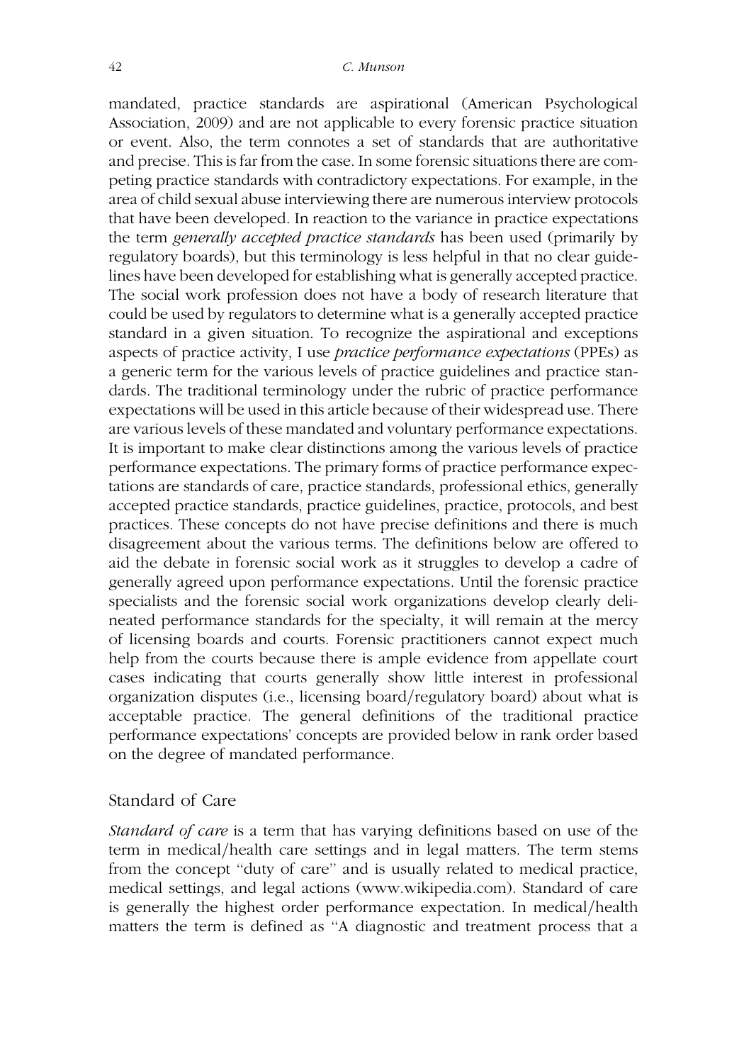mandated, practice standards are aspirational (American Psychological Association, 2009) and are not applicable to every forensic practice situation or event. Also, the term connotes a set of standards that are authoritative and precise. This is far from the case. In some forensic situations there are competing practice standards with contradictory expectations. For example, in the area of child sexual abuse interviewing there are numerous interview protocols that have been developed. In reaction to the variance in practice expectations the term *generally accepted practice standards* has been used (primarily by regulatory boards), but this terminology is less helpful in that no clear guidelines have been developed for establishing what is generally accepted practice. The social work profession does not have a body of research literature that could be used by regulators to determine what is a generally accepted practice standard in a given situation. To recognize the aspirational and exceptions aspects of practice activity, I use *practice performance expectations* (PPEs) as a generic term for the various levels of practice guidelines and practice standards. The traditional terminology under the rubric of practice performance expectations will be used in this article because of their widespread use. There are various levels of these mandated and voluntary performance expectations. It is important to make clear distinctions among the various levels of practice performance expectations. The primary forms of practice performance expectations are standards of care, practice standards, professional ethics, generally accepted practice standards, practice guidelines, practice, protocols, and best practices. These concepts do not have precise definitions and there is much disagreement about the various terms. The definitions below are offered to aid the debate in forensic social work as it struggles to develop a cadre of generally agreed upon performance expectations. Until the forensic practice specialists and the forensic social work organizations develop clearly delineated performance standards for the specialty, it will remain at the mercy of licensing boards and courts. Forensic practitioners cannot expect much help from the courts because there is ample evidence from appellate court cases indicating that courts generally show little interest in professional organization disputes (i.e., licensing board/regulatory board) about what is acceptable practice. The general definitions of the traditional practice performance expectations' concepts are provided below in rank order based on the degree of mandated performance.

## Standard of Care

*Standard of care* is a term that has varying definitions based on use of the term in medical/health care settings and in legal matters. The term stems from the concept "duty of care" and is usually related to medical practice, medical settings, and legal actions (www.wikipedia.com). Standard of care is generally the highest order performance expectation. In medical/health matters the term is defined as "A diagnostic and treatment process that a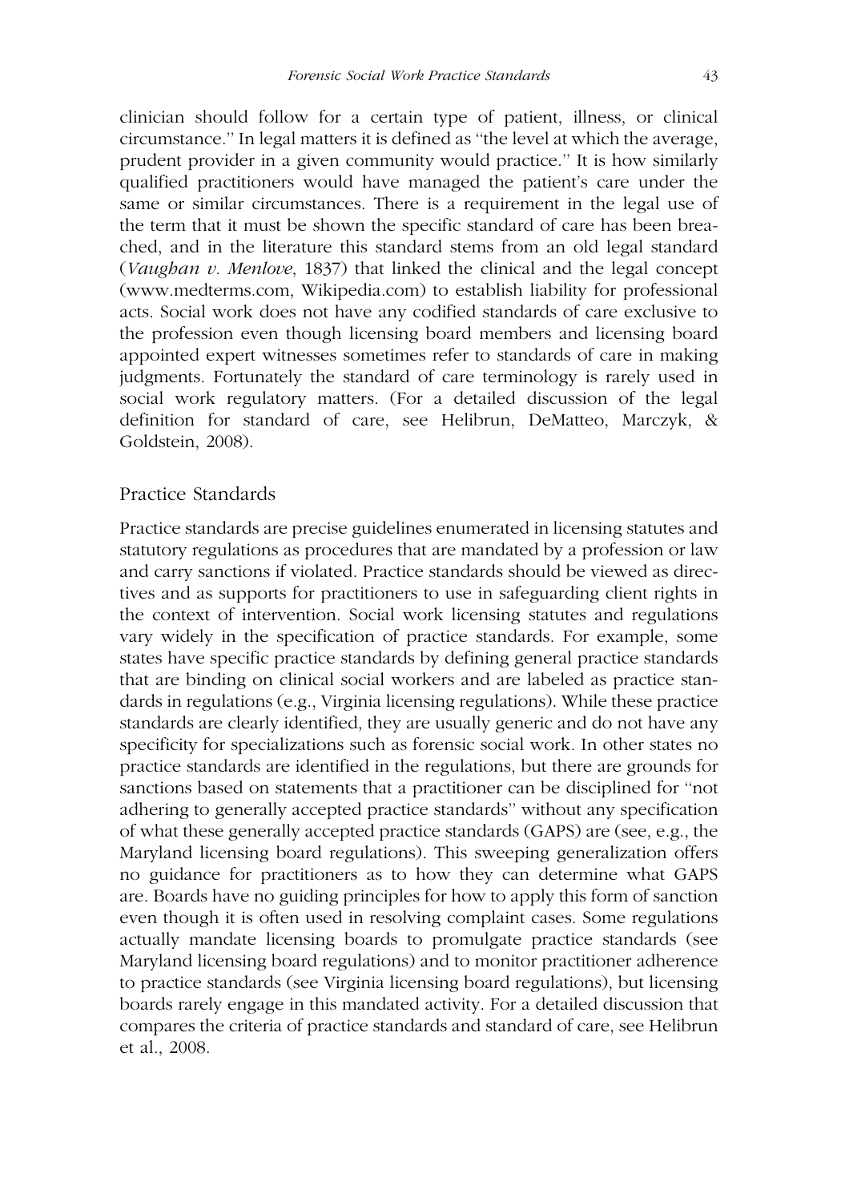clinician should follow for a certain type of patient, illness, or clinical circumstance.'' In legal matters it is defined as ''the level at which the average, prudent provider in a given community would practice.'' It is how similarly qualified practitioners would have managed the patient's care under the same or similar circumstances. There is a requirement in the legal use of the term that it must be shown the specific standard of care has been breached, and in the literature this standard stems from an old legal standard (*Vaughan v. Menlove*, 1837) that linked the clinical and the legal concept (www.medterms.com, Wikipedia.com) to establish liability for professional acts. Social work does not have any codified standards of care exclusive to the profession even though licensing board members and licensing board appointed expert witnesses sometimes refer to standards of care in making judgments. Fortunately the standard of care terminology is rarely used in social work regulatory matters. (For a detailed discussion of the legal definition for standard of care, see Helibrun, DeMatteo, Marczyk, & Goldstein, 2008).

## Practice Standards

Practice standards are precise guidelines enumerated in licensing statutes and statutory regulations as procedures that are mandated by a profession or law and carry sanctions if violated. Practice standards should be viewed as directives and as supports for practitioners to use in safeguarding client rights in the context of intervention. Social work licensing statutes and regulations vary widely in the specification of practice standards. For example, some states have specific practice standards by defining general practice standards that are binding on clinical social workers and are labeled as practice standards in regulations (e.g., Virginia licensing regulations). While these practice standards are clearly identified, they are usually generic and do not have any specificity for specializations such as forensic social work. In other states no practice standards are identified in the regulations, but there are grounds for sanctions based on statements that a practitioner can be disciplined for ''not adhering to generally accepted practice standards'' without any specification of what these generally accepted practice standards (GAPS) are (see, e.g., the Maryland licensing board regulations). This sweeping generalization offers no guidance for practitioners as to how they can determine what GAPS are. Boards have no guiding principles for how to apply this form of sanction even though it is often used in resolving complaint cases. Some regulations actually mandate licensing boards to promulgate practice standards (see Maryland licensing board regulations) and to monitor practitioner adherence to practice standards (see Virginia licensing board regulations), but licensing boards rarely engage in this mandated activity. For a detailed discussion that compares the criteria of practice standards and standard of care, see Helibrun et al., 2008.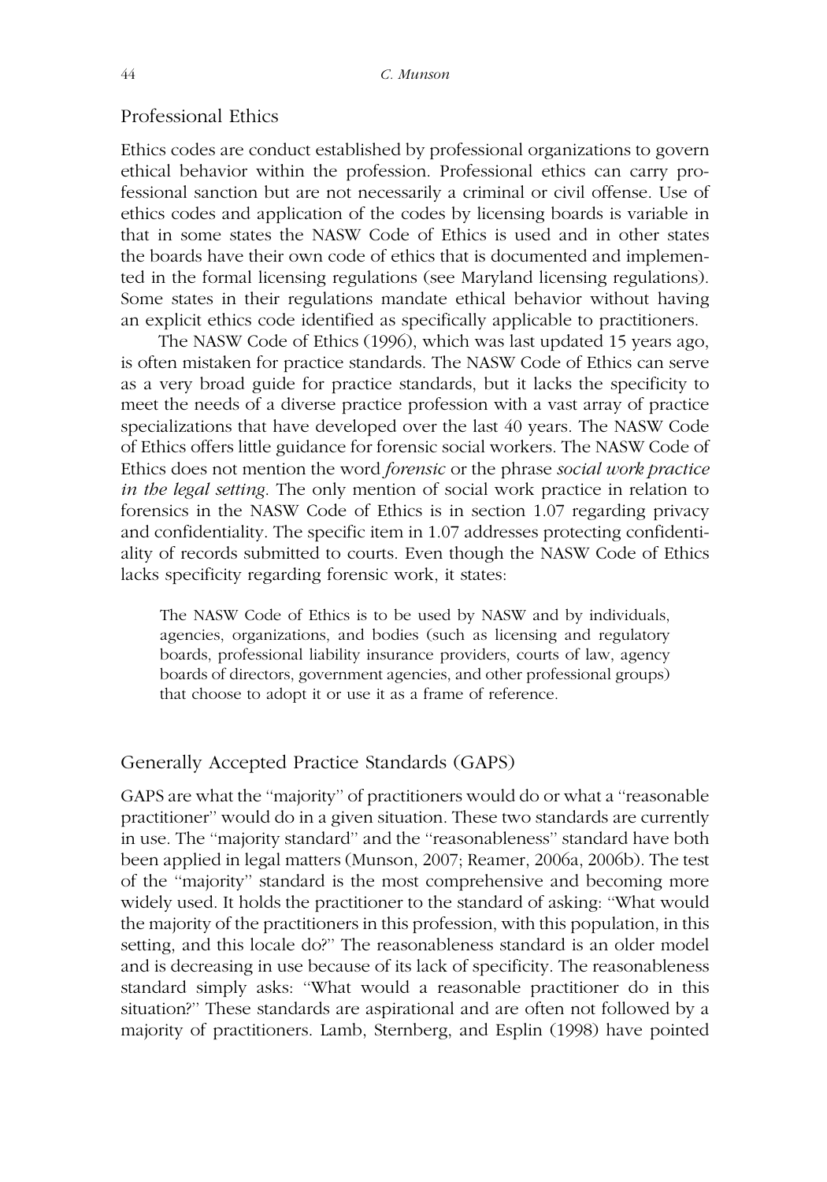## Professional Ethics

Ethics codes are conduct established by professional organizations to govern ethical behavior within the profession. Professional ethics can carry professional sanction but are not necessarily a criminal or civil offense. Use of ethics codes and application of the codes by licensing boards is variable in that in some states the NASW Code of Ethics is used and in other states the boards have their own code of ethics that is documented and implemented in the formal licensing regulations (see Maryland licensing regulations). Some states in their regulations mandate ethical behavior without having an explicit ethics code identified as specifically applicable to practitioners.

The NASW Code of Ethics (1996), which was last updated 15 years ago, is often mistaken for practice standards. The NASW Code of Ethics can serve as a very broad guide for practice standards, but it lacks the specificity to meet the needs of a diverse practice profession with a vast array of practice specializations that have developed over the last 40 years. The NASW Code of Ethics offers little guidance for forensic social workers. The NASW Code of Ethics does not mention the word *forensic* or the phrase *social work practice in the legal setting*. The only mention of social work practice in relation to forensics in the NASW Code of Ethics is in section 1.07 regarding privacy and confidentiality. The specific item in 1.07 addresses protecting confidentiality of records submitted to courts. Even though the NASW Code of Ethics lacks specificity regarding forensic work, it states:

> The NASW Code of Ethics is to be used by NASW and by individuals, agencies, organizations, and bodies (such as licensing and regulatory boards, professional liability insurance providers, courts of law, agency boards of directors, government agencies, and other professional groups) that choose to adopt it or use it as a frame of reference.

## Generally Accepted Practice Standards (GAPS)

GAPS are what the "majority" of practitioners would do or what a "reasonable practitioner" would do in a given situation. These two standards are currently in use. The "majority standard" and the "reasonableness" standard have both been applied in legal matters (Munson, 2007; Reamer, 2006a, 2006b). The test of the "majority" standard is the most comprehensive and becoming more widely used. It holds the practitioner to the standard of asking: "What would the majority of the practitioners in this profession, with this population, in this setting, and this locale do?" The reasonableness standard is an older model and is decreasing in use because of its lack of specificity. The reasonableness standard simply asks: "What would a reasonable practitioner do in this situation?" These standards are aspirational and are often not followed by a majority of practitioners. Lamb, Sternberg, and Esplin (1998) have pointed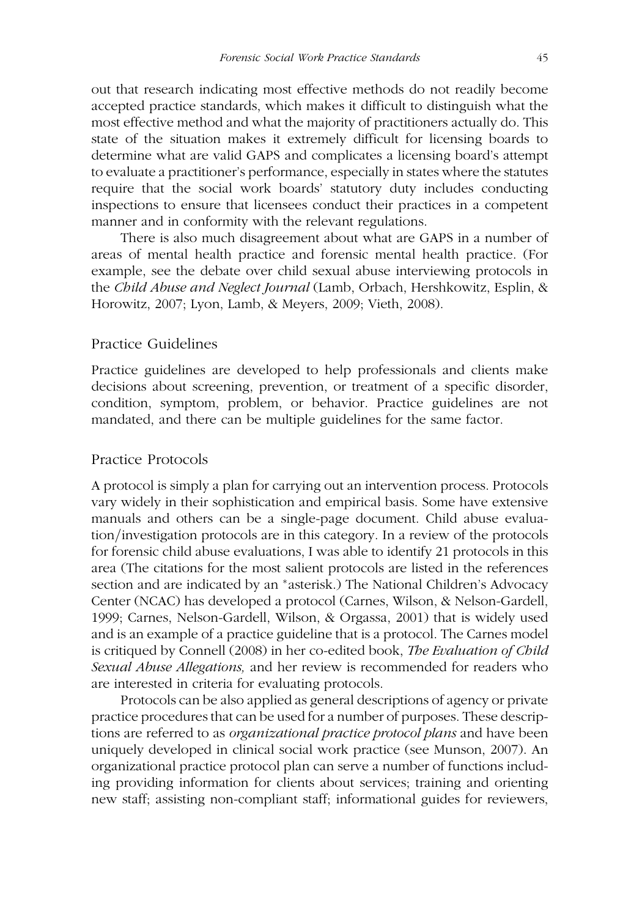out that research indicating most effective methods do not readily become accepted practice standards, which makes it difficult to distinguish what the most effective method and what the majority of practitioners actually do. This state of the situation makes it extremely difficult for licensing boards to determine what are valid GAPS and complicates a licensing board's attempt to evaluate a practitioner's performance, especially in states where the statutes require that the social work boards' statutory duty includes conducting inspections to ensure that licensees conduct their practices in a competent manner and in conformity with the relevant regulations.

There is also much disagreement about what are GAPS in a number of areas of mental health practice and forensic mental health practice. (For example, see the debate over child sexual abuse interviewing protocols in the *Child Abuse and Neglect Journal* (Lamb, Orbach, Hershkowitz, Esplin, & Horowitz, 2007; Lyon, Lamb, & Meyers, 2009; Vieth, 2008).

## Practice Guidelines

Practice guidelines are developed to help professionals and clients make decisions about screening, prevention, or treatment of a specific disorder, condition, symptom, problem, or behavior. Practice guidelines are not mandated, and there can be multiple guidelines for the same factor.

## Practice Protocols

A protocol is simply a plan for carrying out an intervention process. Protocols vary widely in their sophistication and empirical basis. Some have extensive manuals and others can be a single-page document. Child abuse evaluation/investigation protocols are in this category. In a review of the protocols for forensic child abuse evaluations, I was able to identify 21 protocols in this area (The citations for the most salient protocols are listed in the references section and are indicated by an *asterisk.) The National Children's Advocacy Center (NCAC) has developed a protocol (Carnes, Wilson, & Nelson-Gardell, 1999; Carnes, Nelson-Gardell, Wilson, & Orgassa, 2001) that is widely used and is an example of a practice guideline that is a protocol. The Carnes model is critiqued by Connell (2008) in her co-edited book, *The Evaluation of Child Sexual Abuse Allegations,* and her review is recommended for readers who are interested in criteria for evaluating protocols.

Protocols can be also applied as general descriptions of agency or private practice procedures that can be used for a number of purposes. These descriptions are referred to as *organizational practice protocol plans* and have been uniquely developed in clinical social work practice (see Munson, 2007). An organizational practice protocol plan can serve a number of functions including providing information for clients about services; training and orienting new staff; assisting non-compliant staff; informational guides for reviewers,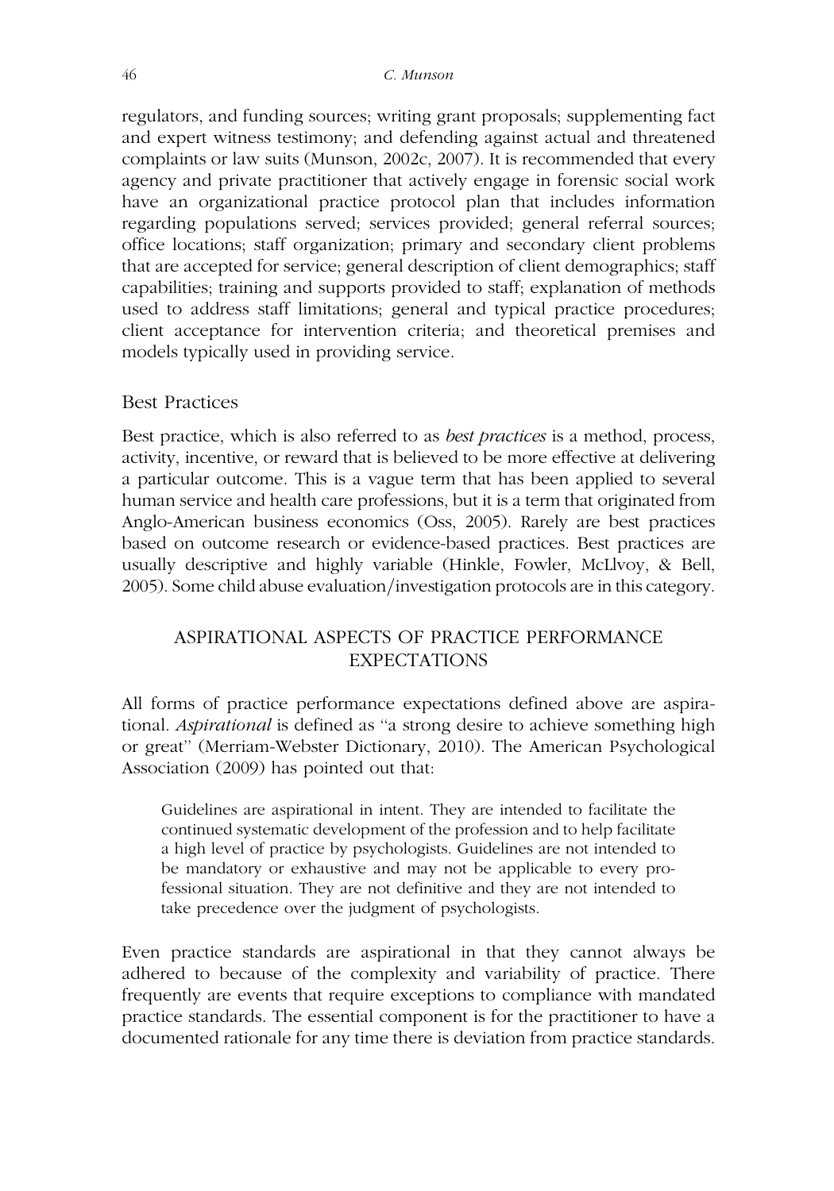regulators, and funding sources; writing grant proposals; supplementing fact and expert witness testimony; and defending against actual and threatened complaints or law suits (Munson, 2002c, 2007). It is recommended that every agency and private practitioner that actively engage in forensic social work have an organizational practice protocol plan that includes information regarding populations served; services provided; general referral sources; office locations; staff organization; primary and secondary client problems that are accepted for service; general description of client demographics; staff capabilities; training and supports provided to staff; explanation of methods used to address staff limitations; general and typical practice procedures; client acceptance for intervention criteria; and theoretical premises and models typically used in providing service.

### Best Practices

Best practice, which is also referred to as *best practices* is a method, process, activity, incentive, or reward that is believed to be more effective at delivering a particular outcome. This is a vague term that has been applied to several human service and health care professions, but it is a term that originated from Anglo-American business economics (Oss, 2005). Rarely are best practices based on outcome research or evidence-based practices. Best practices are usually descriptive and highly variable (Hinkle, Fowler, McLlvoy, & Bell, 2005). Some child abuse evaluation/investigation protocols are in this category.

## ASPIRATIONAL ASPECTS OF PRACTICE PERFORMANCE EXPECTATIONS

All forms of practice performance expectations defined above are aspirational. *Aspirational* is defined as "a strong desire to achieve something high or great" (Merriam-Webster Dictionary, 2010). The American Psychological Association (2009) has pointed out that:

> Guidelines are aspirational in intent. They are intended to facilitate the continued systematic development of the profession and to help facilitate a high level of practice by psychologists. Guidelines are not intended to be mandatory or exhaustive and may not be applicable to every professional situation. They are not definitive and they are not intended to take precedence over the judgment of psychologists.

Even practice standards are aspirational in that they cannot always be adhered to because of the complexity and variability of practice. There frequently are events that require exceptions to compliance with mandated practice standards. The essential component is for the practitioner to have a documented rationale for any time there is deviation from practice standards.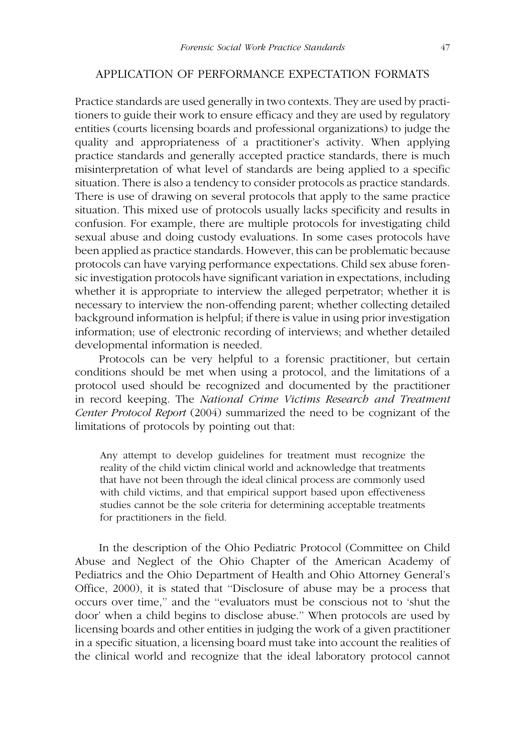## APPLICATION OF PERFORMANCE EXPECTATION FORMATS

Practice standards are used generally in two contexts. They are used by practitioners to guide their work to ensure efficacy and they are used by regulatory entities (courts licensing boards and professional organizations) to judge the quality and appropriateness of a practitioner's activity. When applying practice standards and generally accepted practice standards, there is much misinterpretation of what level of standards are being applied to a specific situation. There is also a tendency to consider protocols as practice standards. There is use of drawing on several protocols that apply to the same practice situation. This mixed use of protocols usually lacks specificity and results in confusion. For example, there are multiple protocols for investigating child sexual abuse and doing custody evaluations. In some cases protocols have been applied as practice standards. However, this can be problematic because protocols can have varying performance expectations. Child sex abuse forensic investigation protocols have significant variation in expectations, including whether it is appropriate to interview the alleged perpetrator; whether it is necessary to interview the non-offending parent; whether collecting detailed background information is helpful; if there is value in using prior investigation information; use of electronic recording of interviews; and whether detailed developmental information is needed.

Protocols can be very helpful to a forensic practitioner, but certain conditions should be met when using a protocol, and the limitations of a protocol used should be recognized and documented by the practitioner in record keeping. The *National Crime Victims Research and Treatment Center Protocol Report* (2004) summarized the need to be cognizant of the limitations of protocols by pointing out that:

> Any attempt to develop guidelines for treatment must recognize the reality of the child victim clinical world and acknowledge that treatments that have not been through the ideal clinical process are commonly used with child victims, and that empirical support based upon effectiveness studies cannot be the sole criteria for determining acceptable treatments for practitioners in the field.

In the description of the Ohio Pediatric Protocol (Committee on Child Abuse and Neglect of the Ohio Chapter of the American Academy of Pediatrics and the Ohio Department of Health and Ohio Attorney General's Office, 2000), it is stated that "Disclosure of abuse may be a process that occurs over time," and the "evaluators must be conscious not to 'shut the door' when a child begins to disclose abuse." When protocols are used by licensing boards and other entities in judging the work of a given practitioner in a specific situation, a licensing board must take into account the realities of the clinical world and recognize that the ideal laboratory protocol cannot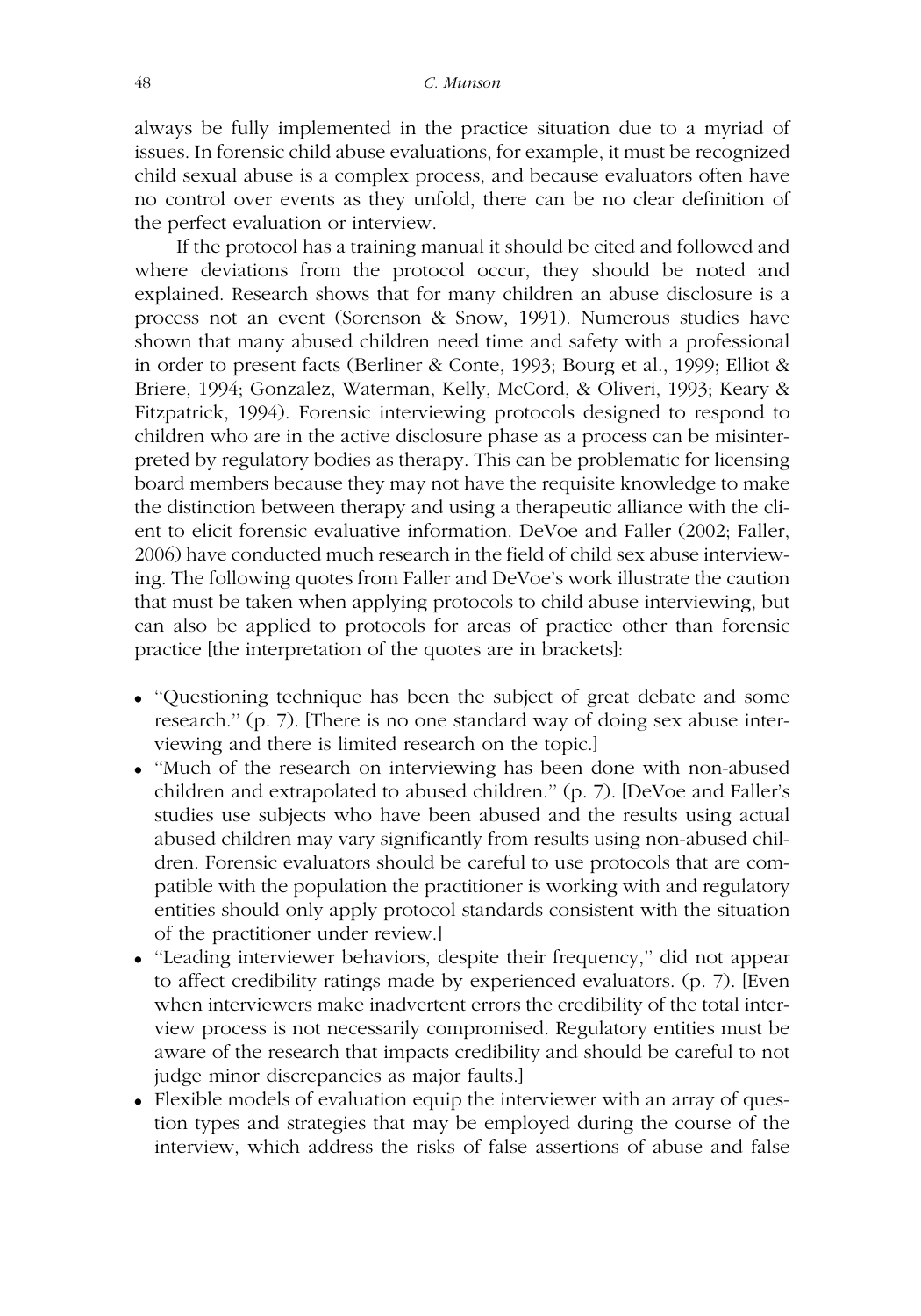always be fully implemented in the practice situation due to a myriad of issues. In forensic child abuse evaluations, for example, it must be recognized child sexual abuse is a complex process, and because evaluators often have no control over events as they unfold, there can be no clear definition of the perfect evaluation or interview.

If the protocol has a training manual it should be cited and followed and where deviations from the protocol occur, they should be noted and explained. Research shows that for many children an abuse disclosure is a process not an event (Sorenson & Snow, 1991). Numerous studies have shown that many abused children need time and safety with a professional in order to present facts (Berliner & Conte, 1993; Bourg et al., 1999; Elliot & Briere, 1994; Gonzalez, Waterman, Kelly, McCord, & Oliveri, 1993; Keary & Fitzpatrick, 1994). Forensic interviewing protocols designed to respond to children who are in the active disclosure phase as a process can be misinterpreted by regulatory bodies as therapy. This can be problematic for licensing board members because they may not have the requisite knowledge to make the distinction between therapy and using a therapeutic alliance with the client to elicit forensic evaluative information. DeVoe and Faller (2002; Faller, 2006) have conducted much research in the field of child sex abuse interviewing. The following quotes from Faller and DeVoe's work illustrate the caution that must be taken when applying protocols to child abuse interviewing, but can also be applied to protocols for areas of practice other than forensic practice [the interpretation of the quotes are in brackets]:

- "Questioning technique has been the subject of great debate and some research." (p. 7). [There is no one standard way of doing sex abuse interviewing and there is limited research on the topic.]
- "Much of the research on interviewing has been done with non-abused children and extrapolated to abused children." (p. 7). [DeVoe and Faller's studies use subjects who have been abused and the results using actual abused children may vary significantly from results using non-abused children. Forensic evaluators should be careful to use protocols that are compatible with the population the practitioner is working with and regulatory entities should only apply protocol standards consistent with the situation of the practitioner under review.]
- "Leading interviewer behaviors, despite their frequency," did not appear to affect credibility ratings made by experienced evaluators. (p. 7). [Even when interviewers make inadvertent errors the credibility of the total interview process is not necessarily compromised. Regulatory entities must be aware of the research that impacts credibility and should be careful to not judge minor discrepancies as major faults.]
- Flexible models of evaluation equip the interviewer with an array of question types and strategies that may be employed during the course of the interview, which address the risks of false assertions of abuse and false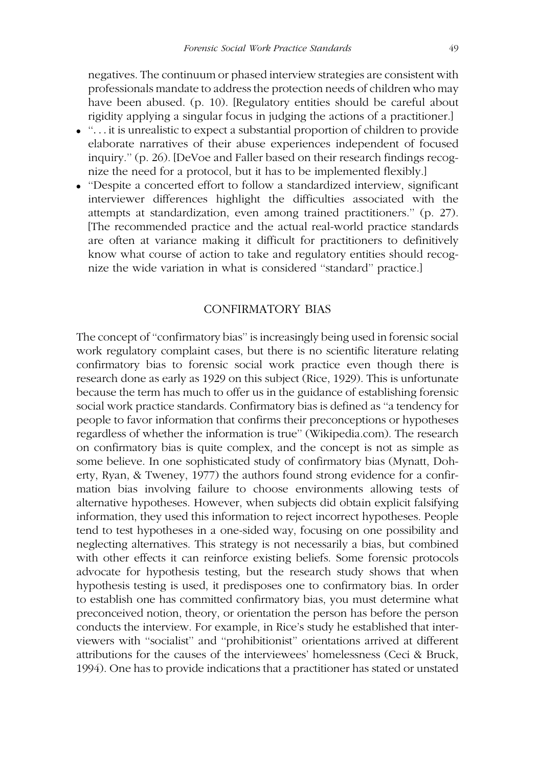negatives. The continuum or phased interview strategies are consistent with professionals mandate to address the protection needs of children who may have been abused. (p. 10). [Regulatory entities should be careful about rigidity applying a singular focus in judging the actions of a practitioner.]

- ''. . . it is unrealistic to expect a substantial proportion of children to provide elaborate narratives of their abuse experiences independent of focused inquiry.'' (p. 26). [DeVoe and Faller based on their research findings recognize the need for a protocol, but it has to be implemented flexibly.]
- ''Despite a concerted effort to follow a standardized interview, significant interviewer differences highlight the difficulties associated with the attempts at standardization, even among trained practitioners.'' (p. 27). [The recommended practice and the actual real-world practice standards are often at variance making it difficult for practitioners to definitively know what course of action to take and regulatory entities should recognize the wide variation in what is considered ''standard'' practice.]

## CONFIRMATORY BIAS

The concept of ''confirmatory bias'' is increasingly being used in forensic social work regulatory complaint cases, but there is no scientific literature relating confirmatory bias to forensic social work practice even though there is research done as early as 1929 on this subject (Rice, 1929). This is unfortunate because the term has much to offer us in the guidance of establishing forensic social work practice standards. Confirmatory bias is defined as ''a tendency for people to favor information that confirms their preconceptions or hypotheses regardless of whether the information is true'' (Wikipedia.com). The research on confirmatory bias is quite complex, and the concept is not as simple as some believe. In one sophisticated study of confirmatory bias (Mynatt, Doherty, Ryan, & Tweney, 1977) the authors found strong evidence for a confirmation bias involving failure to choose environments allowing tests of alternative hypotheses. However, when subjects did obtain explicit falsifying information, they used this information to reject incorrect hypotheses. People tend to test hypotheses in a one-sided way, focusing on one possibility and neglecting alternatives. This strategy is not necessarily a bias, but combined with other effects it can reinforce existing beliefs. Some forensic protocols advocate for hypothesis testing, but the research study shows that when hypothesis testing is used, it predisposes one to confirmatory bias. In order to establish one has committed confirmatory bias, you must determine what preconceived notion, theory, or orientation the person has before the person conducts the interview. For example, in Rice's study he established that interviewers with ''socialist'' and ''prohibitionist'' orientations arrived at different attributions for the causes of the interviewees' homelessness (Ceci & Bruck, 1994). One has to provide indications that a practitioner has stated or unstated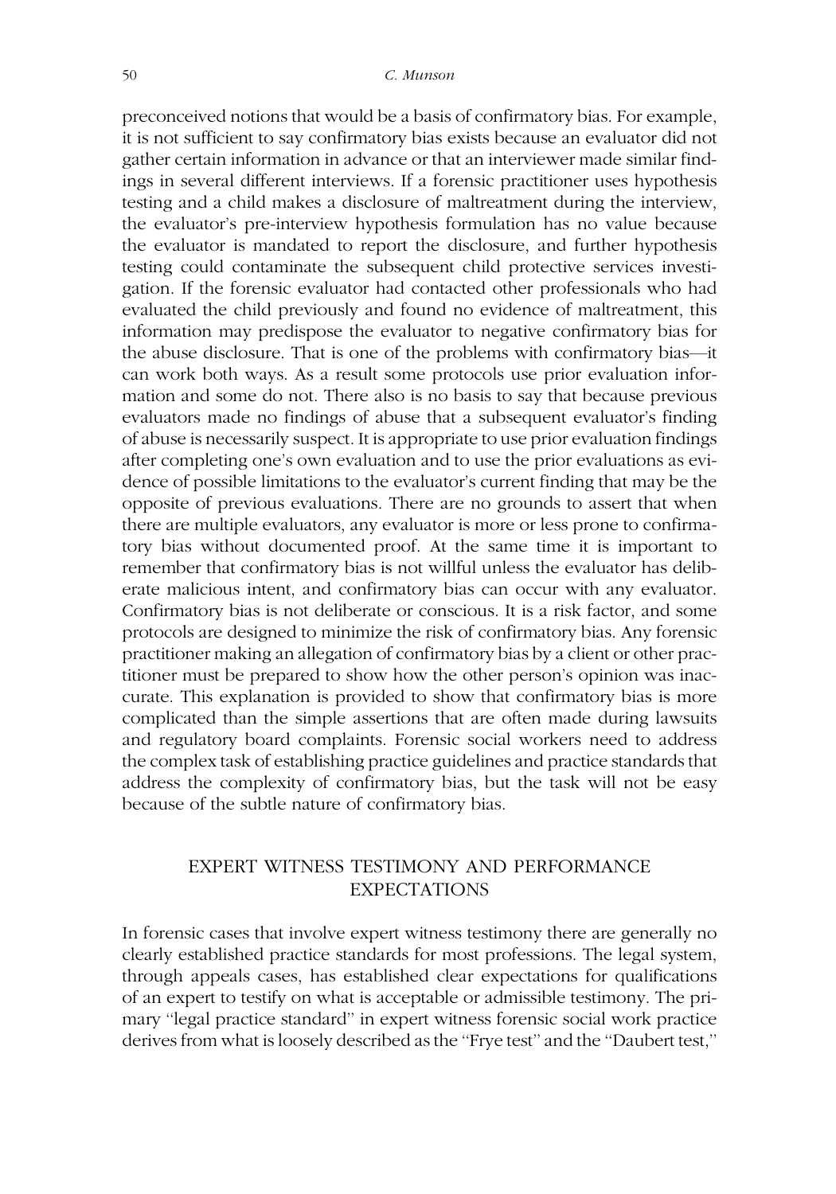preconceived notions that would be a basis of confirmatory bias. For example, it is not sufficient to say confirmatory bias exists because an evaluator did not gather certain information in advance or that an interviewer made similar findings in several different interviews. If a forensic practitioner uses hypothesis testing and a child makes a disclosure of maltreatment during the interview, the evaluator's pre-interview hypothesis formulation has no value because the evaluator is mandated to report the disclosure, and further hypothesis testing could contaminate the subsequent child protective services investigation. If the forensic evaluator had contacted other professionals who had evaluated the child previously and found no evidence of maltreatment, this information may predispose the evaluator to negative confirmatory bias for the abuse disclosure. That is one of the problems with confirmatory bias—it can work both ways. As a result some protocols use prior evaluation information and some do not. There also is no basis to say that because previous evaluators made no findings of abuse that a subsequent evaluator's finding of abuse is necessarily suspect. It is appropriate to use prior evaluation findings after completing one's own evaluation and to use the prior evaluations as evidence of possible limitations to the evaluator's current finding that may be the opposite of previous evaluations. There are no grounds to assert that when there are multiple evaluators, any evaluator is more or less prone to confirmatory bias without documented proof. At the same time it is important to remember that confirmatory bias is not willful unless the evaluator has deliberate malicious intent, and confirmatory bias can occur with any evaluator. Confirmatory bias is not deliberate or conscious. It is a risk factor, and some protocols are designed to minimize the risk of confirmatory bias. Any forensic practitioner making an allegation of confirmatory bias by a client or other practitioner must be prepared to show how the other person's opinion was inaccurate. This explanation is provided to show that confirmatory bias is more complicated than the simple assertions that are often made during lawsuits and regulatory board complaints. Forensic social workers need to address the complex task of establishing practice guidelines and practice standards that address the complexity of confirmatory bias, but the task will not be easy because of the subtle nature of confirmatory bias.

## EXPERT WITNESS TESTIMONY AND PERFORMANCE EXPECTATIONS

In forensic cases that involve expert witness testimony there are generally no clearly established practice standards for most professions. The legal system, through appeals cases, has established clear expectations for qualifications of an expert to testify on what is acceptable or admissible testimony. The primary "legal practice standard" in expert witness forensic social work practice derives from what is loosely described as the "Frye test" and the "Daubert test,"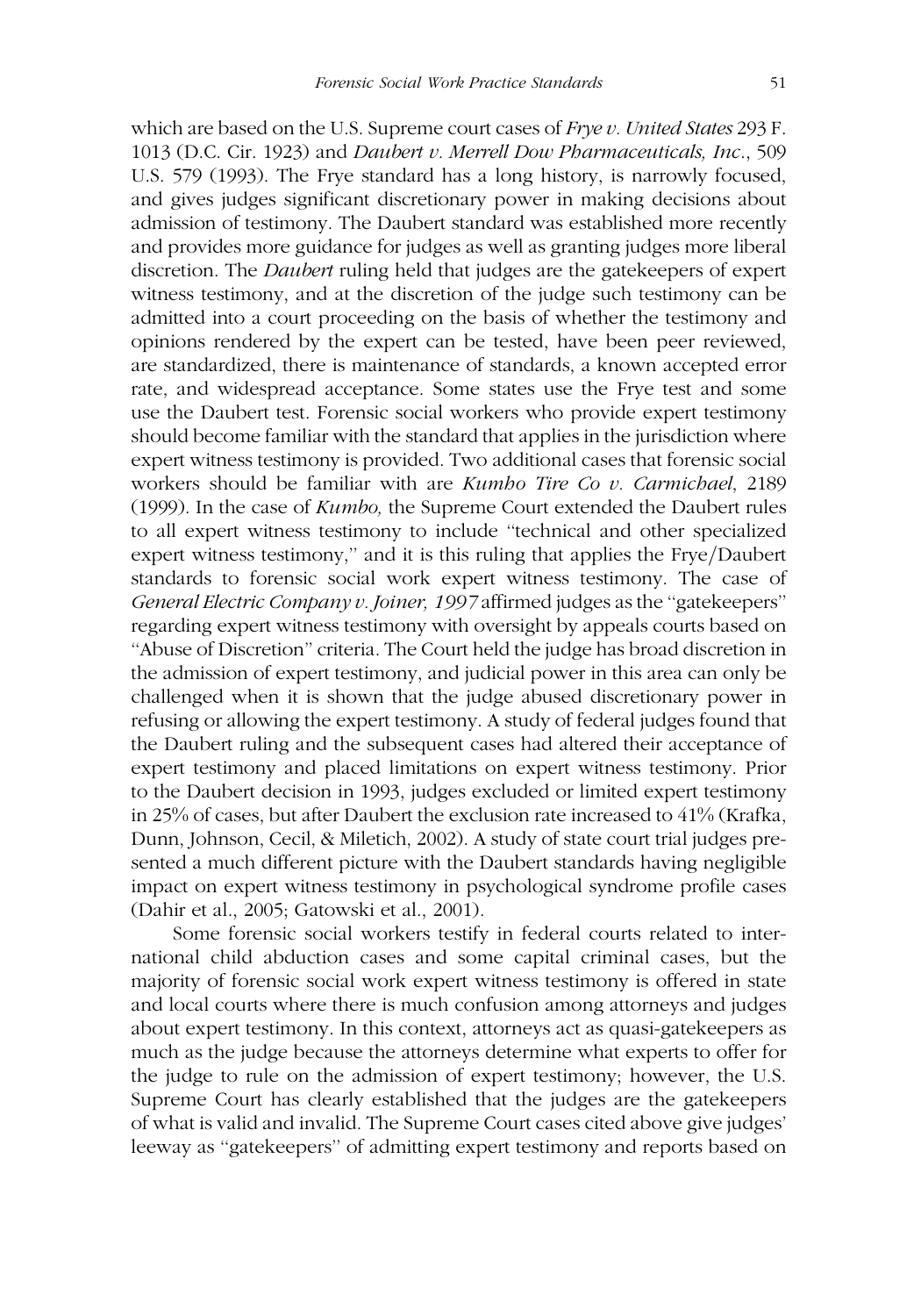which are based on the U.S. Supreme court cases of *Frye v. United States* 293 F. 1013 (D.C. Cir. 1923) and *Daubert v. Merrell Dow Pharmaceuticals, Inc.*, 509 U.S. 579 (1993). The Frye standard has a long history, is narrowly focused, and gives judges significant discretionary power in making decisions about admission of testimony. The Daubert standard was established more recently and provides more guidance for judges as well as granting judges more liberal discretion. The *Daubert* ruling held that judges are the gatekeepers of expert witness testimony, and at the discretion of the judge such testimony can be admitted into a court proceeding on the basis of whether the testimony and opinions rendered by the expert can be tested, have been peer reviewed, are standardized, there is maintenance of standards, a known accepted error rate, and widespread acceptance. Some states use the Frye test and some use the Daubert test. Forensic social workers who provide expert testimony should become familiar with the standard that applies in the jurisdiction where expert witness testimony is provided. Two additional cases that forensic social workers should be familiar with are *Kumho Tire Co v. Carmichael*, 2189 (1999). In the case of *Kumbo,* the Supreme Court extended the Daubert rules to all expert witness testimony to include "technical and other specialized expert witness testimony," and it is this ruling that applies the Frye/Daubert standards to forensic social work expert witness testimony. The case of *General Electric Company v. Joiner, 1997* affirmed judges as the "gatekeepers" regarding expert witness testimony with oversight by appeals courts based on "Abuse of Discretion" criteria. The Court held the judge has broad discretion in the admission of expert testimony, and judicial power in this area can only be challenged when it is shown that the judge abused discretionary power in refusing or allowing the expert testimony. A study of federal judges found that the Daubert ruling and the subsequent cases had altered their acceptance of expert testimony and placed limitations on expert witness testimony. Prior to the Daubert decision in 1993, judges excluded or limited expert testimony in 25% of cases, but after Daubert the exclusion rate increased to 41% (Krafka, Dunn, Johnson, Cecil, & Miletich, 2002). A study of state court trial judges presented a much different picture with the Daubert standards having negligible impact on expert witness testimony in psychological syndrome profile cases (Dahir et al., 2005; Gatowski et al., 2001).

Some forensic social workers testify in federal courts related to international child abduction cases and some capital criminal cases, but the majority of forensic social work expert witness testimony is offered in state and local courts where there is much confusion among attorneys and judges about expert testimony. In this context, attorneys act as quasi-gatekeepers as much as the judge because the attorneys determine what experts to offer for the judge to rule on the admission of expert testimony; however, the U.S. Supreme Court has clearly established that the judges are the gatekeepers of what is valid and invalid. The Supreme Court cases cited above give judges' leeway as "gatekeepers" of admitting expert testimony and reports based on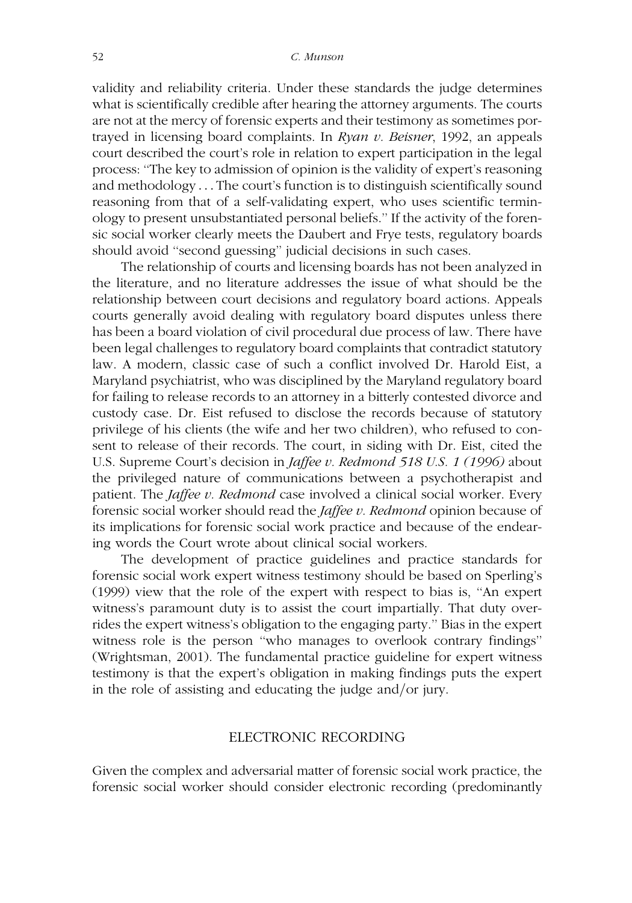validity and reliability criteria. Under these standards the judge determines what is scientifically credible after hearing the attorney arguments. The courts are not at the mercy of forensic experts and their testimony as sometimes portrayed in licensing board complaints. In *Ryan v. Beisner*, 1992, an appeals court described the court's role in relation to expert participation in the legal process: "The key to admission of opinion is the validity of expert's reasoning and methodology . . . The court's function is to distinguish scientifically sound reasoning from that of a self-validating expert, who uses scientific terminology to present unsubstantiated personal beliefs." If the activity of the forensic social worker clearly meets the Daubert and Frye tests, regulatory boards should avoid "second guessing" judicial decisions in such cases.

The relationship of courts and licensing boards has not been analyzed in the literature, and no literature addresses the issue of what should be the relationship between court decisions and regulatory board actions. Appeals courts generally avoid dealing with regulatory board disputes unless there has been a board violation of civil procedural due process of law. There have been legal challenges to regulatory board complaints that contradict statutory law. A modern, classic case of such a conflict involved Dr. Harold Eist, a Maryland psychiatrist, who was disciplined by the Maryland regulatory board for failing to release records to an attorney in a bitterly contested divorce and custody case. Dr. Eist refused to disclose the records because of statutory privilege of his clients (the wife and her two children), who refused to consent to release of their records. The court, in siding with Dr. Eist, cited the U.S. Supreme Court's decision in *Jaffee v. Redmond 518 U.S. 1 (1996)* about the privileged nature of communications between a psychotherapist and patient. The *Jaffee v. Redmond* case involved a clinical social worker. Every forensic social worker should read the *Jaffee v. Redmond* opinion because of its implications for forensic social work practice and because of the endearing words the Court wrote about clinical social workers.

The development of practice guidelines and practice standards for forensic social work expert witness testimony should be based on Sperling's (1999) view that the role of the expert with respect to bias is, "An expert witness's paramount duty is to assist the court impartially. That duty overrides the expert witness's obligation to the engaging party." Bias in the expert witness role is the person "who manages to overlook contrary findings" (Wrightsman, 2001). The fundamental practice guideline for expert witness testimony is that the expert's obligation in making findings puts the expert in the role of assisting and educating the judge and/or jury.

## ELECTRONIC RECORDING

Given the complex and adversarial matter of forensic social work practice, the forensic social worker should consider electronic recording (predominantly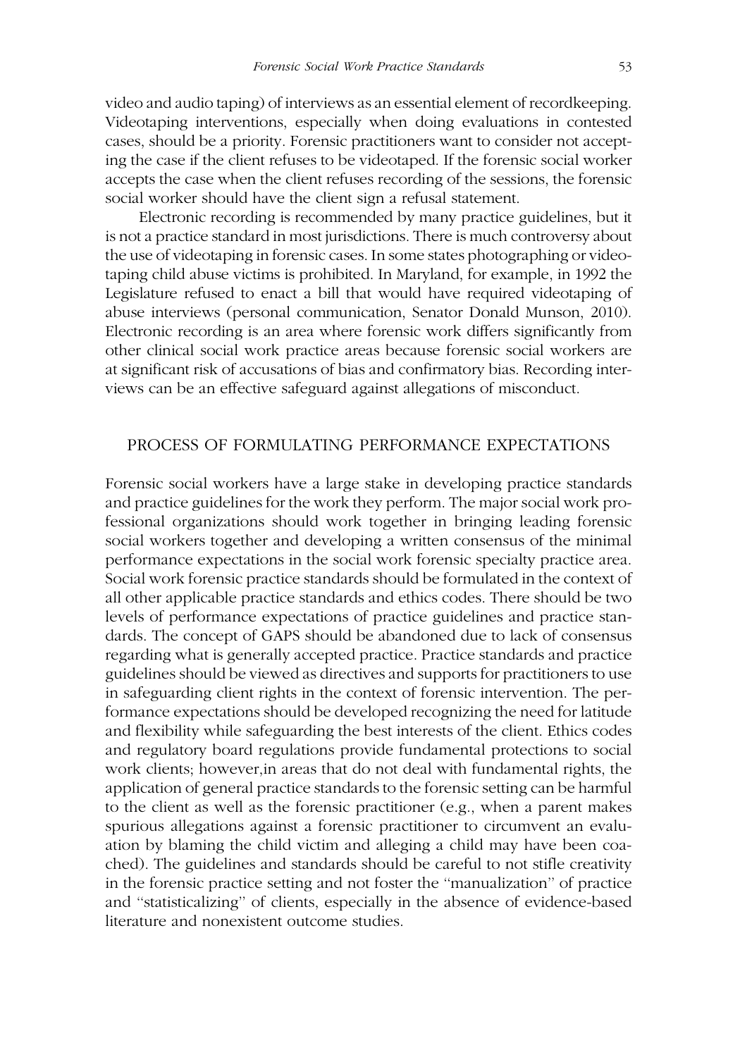video and audio taping) of interviews as an essential element of recordkeeping. Videotaping interventions, especially when doing evaluations in contested cases, should be a priority. Forensic practitioners want to consider not accepting the case if the client refuses to be videotaped. If the forensic social worker accepts the case when the client refuses recording of the sessions, the forensic social worker should have the client sign a refusal statement.

Electronic recording is recommended by many practice guidelines, but it is not a practice standard in most jurisdictions. There is much controversy about the use of videotaping in forensic cases. In some states photographing or videotaping child abuse victims is prohibited. In Maryland, for example, in 1992 the Legislature refused to enact a bill that would have required videotaping of abuse interviews (personal communication, Senator Donald Munson, 2010). Electronic recording is an area where forensic work differs significantly from other clinical social work practice areas because forensic social workers are at significant risk of accusations of bias and confirmatory bias. Recording interviews can be an effective safeguard against allegations of misconduct.

## PROCESS OF FORMULATING PERFORMANCE EXPECTATIONS

Forensic social workers have a large stake in developing practice standards and practice guidelines for the work they perform. The major social work professional organizations should work together in bringing leading forensic social workers together and developing a written consensus of the minimal performance expectations in the social work forensic specialty practice area. Social work forensic practice standards should be formulated in the context of all other applicable practice standards and ethics codes. There should be two levels of performance expectations of practice guidelines and practice standards. The concept of GAPS should be abandoned due to lack of consensus regarding what is generally accepted practice. Practice standards and practice guidelines should be viewed as directives and supports for practitioners to use in safeguarding client rights in the context of forensic intervention. The performance expectations should be developed recognizing the need for latitude and flexibility while safeguarding the best interests of the client. Ethics codes and regulatory board regulations provide fundamental protections to social work clients; however,in areas that do not deal with fundamental rights, the application of general practice standards to the forensic setting can be harmful to the client as well as the forensic practitioner (e.g., when a parent makes spurious allegations against a forensic practitioner to circumvent an evaluation by blaming the child victim and alleging a child may have been coached). The guidelines and standards should be careful to not stifle creativity in the forensic practice setting and not foster the ''manualization'' of practice and ''statisticalizing'' of clients, especially in the absence of evidence-based literature and nonexistent outcome studies.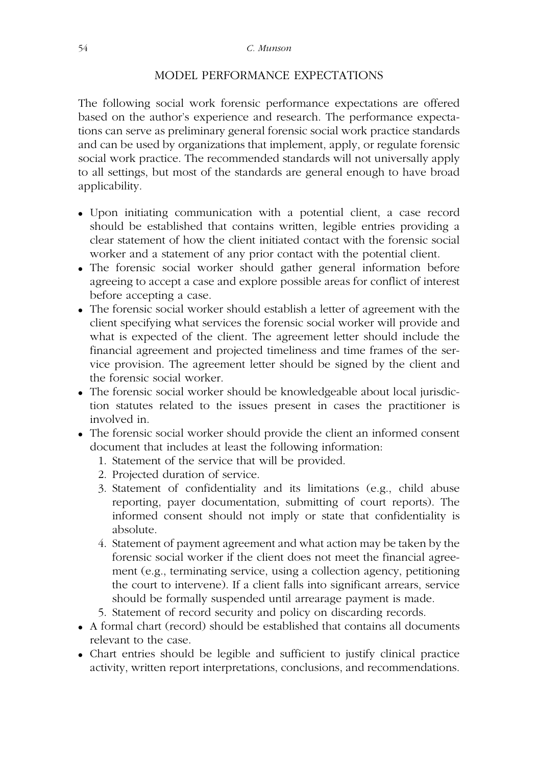## MODEL PERFORMANCE EXPECTATIONS

The following social work forensic performance expectations are offered based on the author's experience and research. The performance expectations can serve as preliminary general forensic social work practice standards and can be used by organizations that implement, apply, or regulate forensic social work practice. The recommended standards will not universally apply to all settings, but most of the standards are general enough to have broad applicability.

- Upon initiating communication with a potential client, a case record should be established that contains written, legible entries providing a clear statement of how the client initiated contact with the forensic social worker and a statement of any prior contact with the potential client.
- The forensic social worker should gather general information before agreeing to accept a case and explore possible areas for conflict of interest before accepting a case.
- The forensic social worker should establish a letter of agreement with the client specifying what services the forensic social worker will provide and what is expected of the client. The agreement letter should include the financial agreement and projected timeliness and time frames of the service provision. The agreement letter should be signed by the client and the forensic social worker.
- The forensic social worker should be knowledgeable about local jurisdiction statutes related to the issues present in cases the practitioner is involved in.
- The forensic social worker should provide the client an informed consent document that includes at least the following information:
  1. Statement of the service that will be provided.
  2. Projected duration of service.
  3. Statement of confidentiality and its limitations (e.g., child abuse reporting, payer documentation, submitting of court reports). The informed consent should not imply or state that confidentiality is absolute.
  4. Statement of payment agreement and what action may be taken by the forensic social worker if the client does not meet the financial agreement (e.g., terminating service, using a collection agency, petitioning the court to intervene). If a client falls into significant arrears, service should be formally suspended until arrearage payment is made.
  5. Statement of record security and policy on discarding records.
- A formal chart (record) should be established that contains all documents relevant to the case.
- Chart entries should be legible and sufficient to justify clinical practice activity, written report interpretations, conclusions, and recommendations.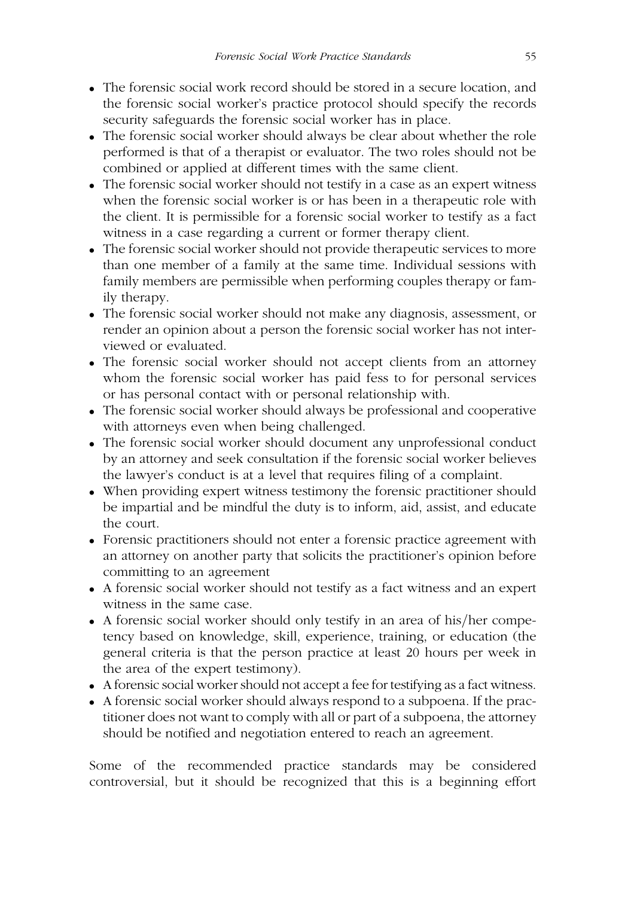- The forensic social work record should be stored in a secure location, and the forensic social worker's practice protocol should specify the records security safeguards the forensic social worker has in place.
- The forensic social worker should always be clear about whether the role performed is that of a therapist or evaluator. The two roles should not be combined or applied at different times with the same client.
- The forensic social worker should not testify in a case as an expert witness when the forensic social worker is or has been in a therapeutic role with the client. It is permissible for a forensic social worker to testify as a fact witness in a case regarding a current or former therapy client.
- The forensic social worker should not provide therapeutic services to more than one member of a family at the same time. Individual sessions with family members are permissible when performing couples therapy or family therapy.
- The forensic social worker should not make any diagnosis, assessment, or render an opinion about a person the forensic social worker has not interviewed or evaluated.
- The forensic social worker should not accept clients from an attorney whom the forensic social worker has paid fess to for personal services or has personal contact with or personal relationship with.
- The forensic social worker should always be professional and cooperative with attorneys even when being challenged.
- The forensic social worker should document any unprofessional conduct by an attorney and seek consultation if the forensic social worker believes the lawyer's conduct is at a level that requires filing of a complaint.
- When providing expert witness testimony the forensic practitioner should be impartial and be mindful the duty is to inform, aid, assist, and educate the court.
- Forensic practitioners should not enter a forensic practice agreement with an attorney on another party that solicits the practitioner's opinion before committing to an agreement
- A forensic social worker should not testify as a fact witness and an expert witness in the same case.
- A forensic social worker should only testify in an area of his/her competency based on knowledge, skill, experience, training, or education (the general criteria is that the person practice at least 20 hours per week in the area of the expert testimony).
- A forensic social worker should not accept a fee for testifying as a fact witness.
- A forensic social worker should always respond to a subpoena. If the practitioner does not want to comply with all or part of a subpoena, the attorney should be notified and negotiation entered to reach an agreement.

Some of the recommended practice standards may be considered controversial, but it should be recognized that this is a beginning effort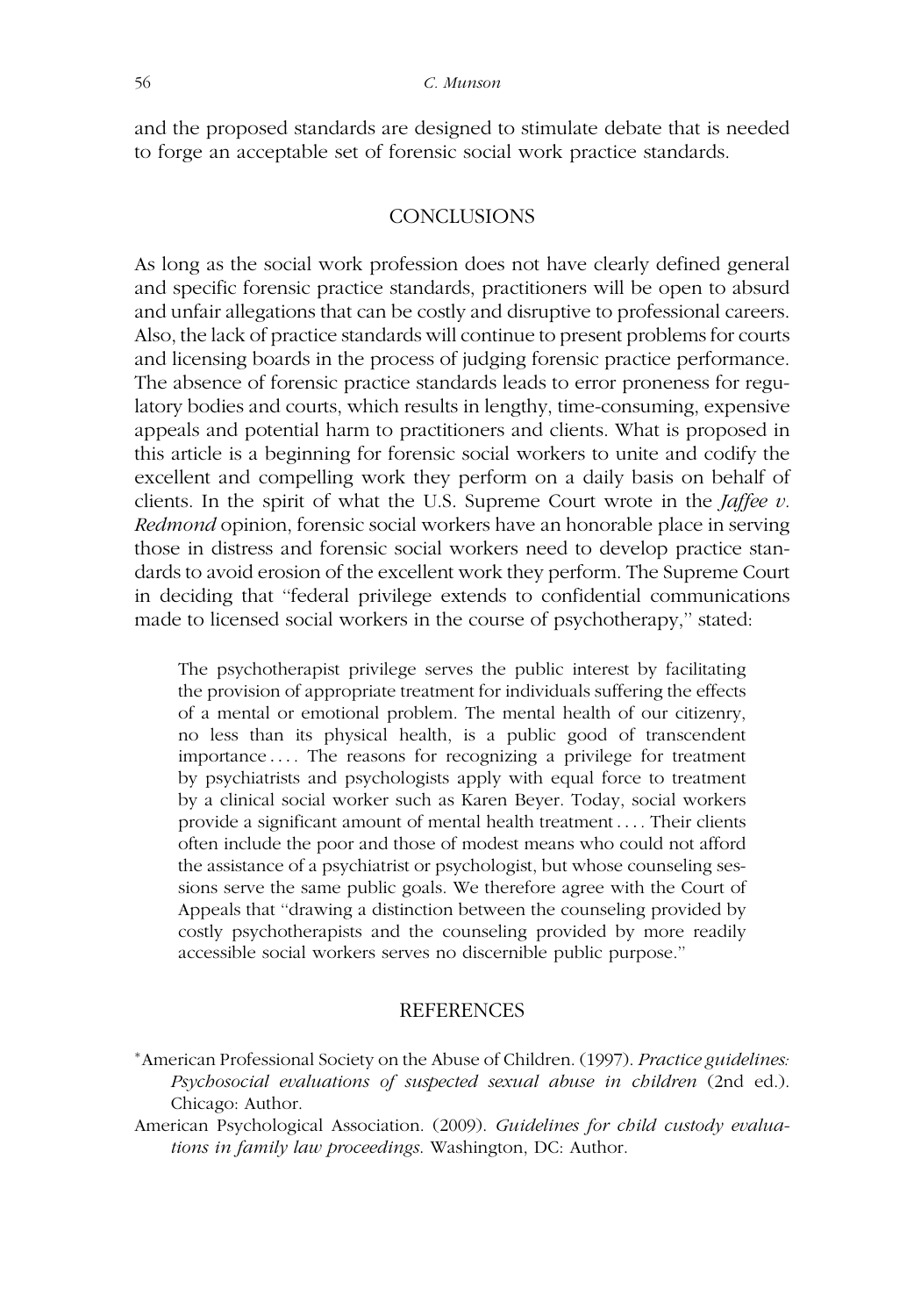and the proposed standards are designed to stimulate debate that is needed to forge an acceptable set of forensic social work practice standards.

## CONCLUSIONS

As long as the social work profession does not have clearly defined general and specific forensic practice standards, practitioners will be open to absurd and unfair allegations that can be costly and disruptive to professional careers. Also, the lack of practice standards will continue to present problems for courts and licensing boards in the process of judging forensic practice performance. The absence of forensic practice standards leads to error proneness for regulatory bodies and courts, which results in lengthy, time-consuming, expensive appeals and potential harm to practitioners and clients. What is proposed in this article is a beginning for forensic social workers to unite and codify the excellent and compelling work they perform on a daily basis on behalf of clients. In the spirit of what the U.S. Supreme Court wrote in the *Jaffee v. Redmond* opinion, forensic social workers have an honorable place in serving those in distress and forensic social workers need to develop practice standards to avoid erosion of the excellent work they perform. The Supreme Court in deciding that "federal privilege extends to confidential communications made to licensed social workers in the course of psychotherapy," stated:

> The psychotherapist privilege serves the public interest by facilitating the provision of appropriate treatment for individuals suffering the effects of a mental or emotional problem. The mental health of our citizenry, no less than its physical health, is a public good of transcendent importance .... The reasons for recognizing a privilege for treatment by psychiatrists and psychologists apply with equal force to treatment by a clinical social worker such as Karen Beyer. Today, social workers provide a significant amount of mental health treatment .... Their clients often include the poor and those of modest means who could not afford the assistance of a psychiatrist or psychologist, but whose counseling sessions serve the same public goals. We therefore agree with the Court of Appeals that "drawing a distinction between the counseling provided by costly psychotherapists and the counseling provided by more readily accessible social workers serves no discernible public purpose."

## REFERENCES

*American Professional Society on the Abuse of Children. (1997). *Practice guidelines: Psychosocial evaluations of suspected sexual abuse in children* (2nd ed.). Chicago: Author.

American Psychological Association. (2009). *Guidelines for child custody evaluations in family law proceedings.* Washington, DC: Author.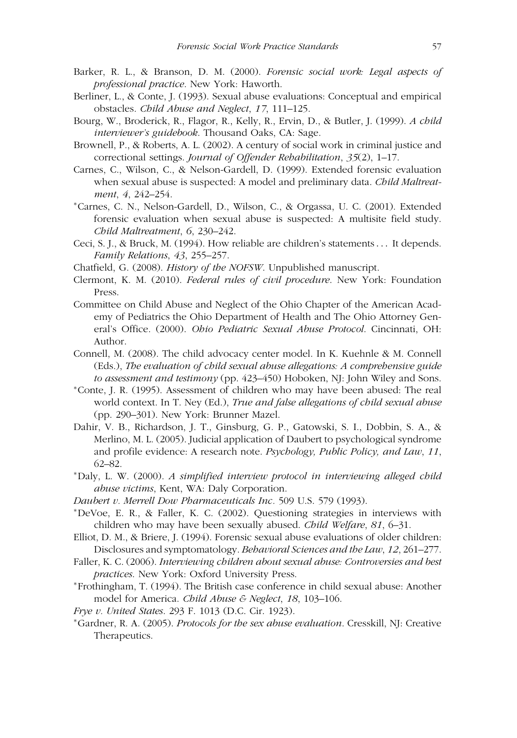Barker, R. L., & Branson, D. M. (2000). *Forensic social work: Legal aspects of professional practice*. New York: Haworth.

Berliner, L., & Conte, J. (1993). Sexual abuse evaluations: Conceptual and empirical obstacles. *Child Abuse and Neglect*, *17*, 111–125.

Bourg, W., Broderick, R., Flagor, R., Kelly, R., Ervin, D., & Butler, J. (1999). *A child interviewer's guidebook*. Thousand Oaks, CA: Sage.

Brownell, P., & Roberts, A. L. (2002). A century of social work in criminal justice and correctional settings. *Journal of Offender Rehabilitation*, *35*(2), 1–17.

Carnes, C., Wilson, C., & Nelson-Gardell, D. (1999). Extended forensic evaluation when sexual abuse is suspected: A model and preliminary data. *Child Maltreatment*, *4*, 242–254.

*Carnes, C. N., Nelson-Gardell, D., Wilson, C., & Orgassa, U. C. (2001). Extended forensic evaluation when sexual abuse is suspected: A multisite field study. *Child Maltreatment*, *6*, 230–242.

Ceci, S. J., & Bruck, M. (1994). How reliable are children's statements . . . It depends. *Family Relations*, *43*, 255–257.

Chatfield, G. (2008). *History of the NOFSW*. Unpublished manuscript.

Clermont, K. M. (2010). *Federal rules of civil procedure*. New York: Foundation Press.

Committee on Child Abuse and Neglect of the Ohio Chapter of the American Academy of Pediatrics the Ohio Department of Health and The Ohio Attorney General's Office. (2000). *Ohio Pediatric Sexual Abuse Protocol*. Cincinnati, OH: Author.

Connell, M. (2008). The child advocacy center model. In K. Kuehnle & M. Connell (Eds.), *The evaluation of child sexual abuse allegations: A comprehensive guide to assessment and testimony* (pp. 423–450) Hoboken, NJ: John Wiley and Sons.

*Conte, J. R. (1995). Assessment of children who may have been abused: The real world context. In T. Ney (Ed.), *True and false allegations of child sexual abuse* (pp. 290–301). New York: Brunner Mazel.

Dahir, V. B., Richardson, J. T., Ginsburg, G. P., Gatowski, S. I., Dobbin, S. A., & Merlino, M. L. (2005). Judicial application of Daubert to psychological syndrome and profile evidence: A research note. *Psychology, Public Policy, and Law*, *11*, 62–82.

*Daly, L. W. (2000). *A simplified interview protocol in interviewing alleged child abuse victims*, Kent, WA: Daly Corporation.

*Daubert v. Merrell Dow Pharmaceuticals Inc*. 509 U.S. 579 (1993).

*DeVoe, E. R., & Faller, K. C. (2002). Questioning strategies in interviews with children who may have been sexually abused. *Child Welfare*, *81*, 6–31.

Elliot, D. M., & Briere, J. (1994). Forensic sexual abuse evaluations of older children: Disclosures and symptomatology. *Behavioral Sciences and the Law*, *12*, 261–277.

Faller, K. C. (2006). *Interviewing children about sexual abuse: Controversies and best practices*. New York: Oxford University Press.

*Frothingham, T. (1994). The British case conference in child sexual abuse: Another model for America. *Child Abuse & Neglect*, *18*, 103–106.

*Frye v. United States*. 293 F. 1013 (D.C. Cir. 1923).

*Gardner, R. A. (2005). *Protocols for the sex abuse evaluation*. Cresskill, NJ: Creative Therapeutics.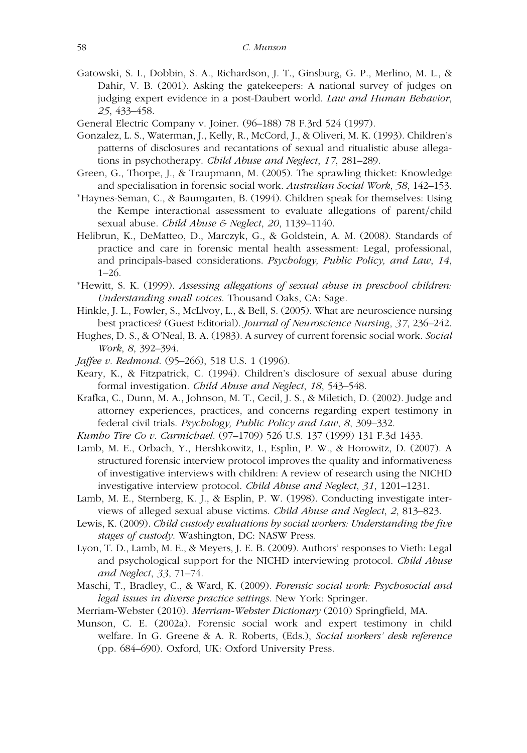Gatowski, S. I., Dobbin, S. A., Richardson, J. T., Ginsburg, G. P., Merlino, M. L., & Dahir, V. B. (2001). Asking the gatekeepers: A national survey of judges on judging expert evidence in a post-Daubert world. *Law and Human Behavior*, *25*, 433–458.

General Electric Company v. Joiner. (96–188) 78 F.3rd 524 (1997).

Gonzalez, L. S., Waterman, J., Kelly, R., McCord, J., & Oliveri, M. K. (1993). Children's patterns of disclosures and recantations of sexual and ritualistic abuse allegations in psychotherapy. *Child Abuse and Neglect*, *17*, 281–289.

Green, G., Thorpe, J., & Traupmann, M. (2005). The sprawling thicket: Knowledge and specialisation in forensic social work. *Australian Social Work*, *58*, 142–153.

*Haynes-Seman, C., & Baumgarten, B. (1994). Children speak for themselves: Using the Kempe interactional assessment to evaluate allegations of parent/child sexual abuse. *Child Abuse & Neglect*, *20*, 1139–1140.

Helibrun, K., DeMatteo, D., Marczyk, G., & Goldstein, A. M. (2008). Standards of practice and care in forensic mental health assessment: Legal, professional, and principals-based considerations. *Psychology, Public Policy, and Law*, *14*, 1–26.

*Hewitt, S. K. (1999). *Assessing allegations of sexual abuse in preschool children: Understanding small voices*. Thousand Oaks, CA: Sage.

Hinkle, J. L., Fowler, S., McLlvoy, L., & Bell, S. (2005). What are neuroscience nursing best practices? (Guest Editorial). *Journal of Neuroscience Nursing*, *37*, 236–242.

Hughes, D. S., & O'Neal, B. A. (1983). A survey of current forensic social work. *Social Work*, *8*, 392–394.

*Jaffee v. Redmond*. (95–266), 518 U.S. 1 (1996).

Keary, K., & Fitzpatrick, C. (1994). Children's disclosure of sexual abuse during formal investigation. *Child Abuse and Neglect*, *18*, 543–548.

Krafka, C., Dunn, M. A., Johnson, M. T., Cecil, J. S., & Miletich, D. (2002). Judge and attorney experiences, practices, and concerns regarding expert testimony in federal civil trials. *Psychology, Public Policy and Law*, *8*, 309–332.

*Kumho Tire Co v. Carmichael*. (97–1709) 526 U.S. 137 (1999) 131 F.3d 1433.

Lamb, M. E., Orbach, Y., Hershkowitz, I., Esplin, P. W., & Horowitz, D. (2007). A structured forensic interview protocol improves the quality and informativeness of investigative interviews with children: A review of research using the NICHD investigative interview protocol. *Child Abuse and Neglect*, *31*, 1201–1231.

Lamb, M. E., Sternberg, K. J., & Esplin, P. W. (1998). Conducting investigate interviews of alleged sexual abuse victims. *Child Abuse and Neglect*, *2*, 813–823.

Lewis, K. (2009). *Child custody evaluations by social workers: Understanding the five stages of custody*. Washington, DC: NASW Press.

Lyon, T. D., Lamb, M. E., & Meyers, J. E. B. (2009). Authors' responses to Vieth: Legal and psychological support for the NICHD interviewing protocol. *Child Abuse and Neglect*, *33*, 71–74.

Maschi, T., Bradley, C., & Ward, K. (2009). *Forensic social work: Psychosocial and legal issues in diverse practice settings*. New York: Springer.

Merriam-Webster (2010). *Merriam-Webster Dictionary* (2010) Springfield, MA.

Munson, C. E. (2002a). Forensic social work and expert testimony in child welfare. In G. Greene & A. R. Roberts, (Eds.), *Social workers' desk reference* (pp. 684–690). Oxford, UK: Oxford University Press.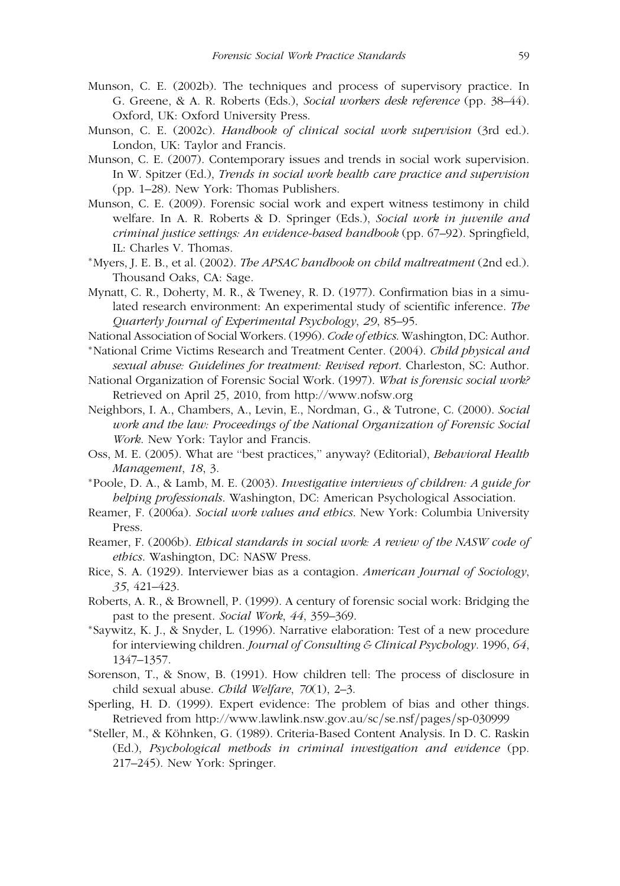Munson, C. E. (2002b). The techniques and process of supervisory practice. In G. Greene, & A. R. Roberts (Eds.), *Social workers desk reference* (pp. 38–44). Oxford, UK: Oxford University Press.

Munson, C. E. (2002c). *Handbook of clinical social work supervision* (3rd ed.). London, UK: Taylor and Francis.

Munson, C. E. (2007). Contemporary issues and trends in social work supervision. In W. Spitzer (Ed.), *Trends in social work health care practice and supervision* (pp. 1–28). New York: Thomas Publishers.

Munson, C. E. (2009). Forensic social work and expert witness testimony in child welfare. In A. R. Roberts & D. Springer (Eds.), *Social work in juvenile and criminal justice settings: An evidence-based handbook* (pp. 67–92). Springfield, IL: Charles V. Thomas.

*Myers, J. E. B., et al. (2002). *The APSAC handbook on child maltreatment* (2nd ed.). Thousand Oaks, CA: Sage.

Mynatt, C. R., Doherty, M. R., & Tweney, R. D. (1977). Confirmation bias in a simulated research environment: An experimental study of scientific inference. *The Quarterly Journal of Experimental Psychology*, *29*, 85–95.

National Association of Social Workers. (1996). *Code of ethics*. Washington, DC: Author.

*National Crime Victims Research and Treatment Center. (2004). *Child physical and sexual abuse: Guidelines for treatment: Revised report*. Charleston, SC: Author.

National Organization of Forensic Social Work. (1997). *What is forensic social work?* Retrieved on April 25, 2010, from http://www.nofsw.org

Neighbors, I. A., Chambers, A., Levin, E., Nordman, G., & Tutrone, C. (2000). *Social work and the law: Proceedings of the National Organization of Forensic Social Work*. New York: Taylor and Francis.

Oss, M. E. (2005). What are "best practices," anyway? (Editorial), *Behavioral Health Management*, *18*, 3.

*Poole, D. A., & Lamb, M. E. (2003). *Investigative interviews of children: A guide for helping professionals*. Washington, DC: American Psychological Association.

Reamer, F. (2006a). *Social work values and ethics*. New York: Columbia University Press.

Reamer, F. (2006b). *Ethical standards in social work: A review of the NASW code of ethics*. Washington, DC: NASW Press.

Rice, S. A. (1929). Interviewer bias as a contagion. *American Journal of Sociology*, *35*, 421–423.

Roberts, A. R., & Brownell, P. (1999). A century of forensic social work: Bridging the past to the present. *Social Work*, *44*, 359–369.

*Saywitz, K. J., & Snyder, L. (1996). Narrative elaboration: Test of a new procedure for interviewing children. *Journal of Consulting & Clinical Psychology*. 1996, *64*, 1347–1357.

Sorenson, T., & Snow, B. (1991). How children tell: The process of disclosure in child sexual abuse. *Child Welfare*, *70*(1), 2–3.

Sperling, H. D. (1999). Expert evidence: The problem of bias and other things. Retrieved from http://www.lawlink.nsw.gov.au/sc/se.nsf/pages/sp-030999

*Steller, M., & Köhnken, G. (1989). Criteria-Based Content Analysis. In D. C. Raskin (Ed.), *Psychological methods in criminal investigation and evidence* (pp. 217–245). New York: Springer.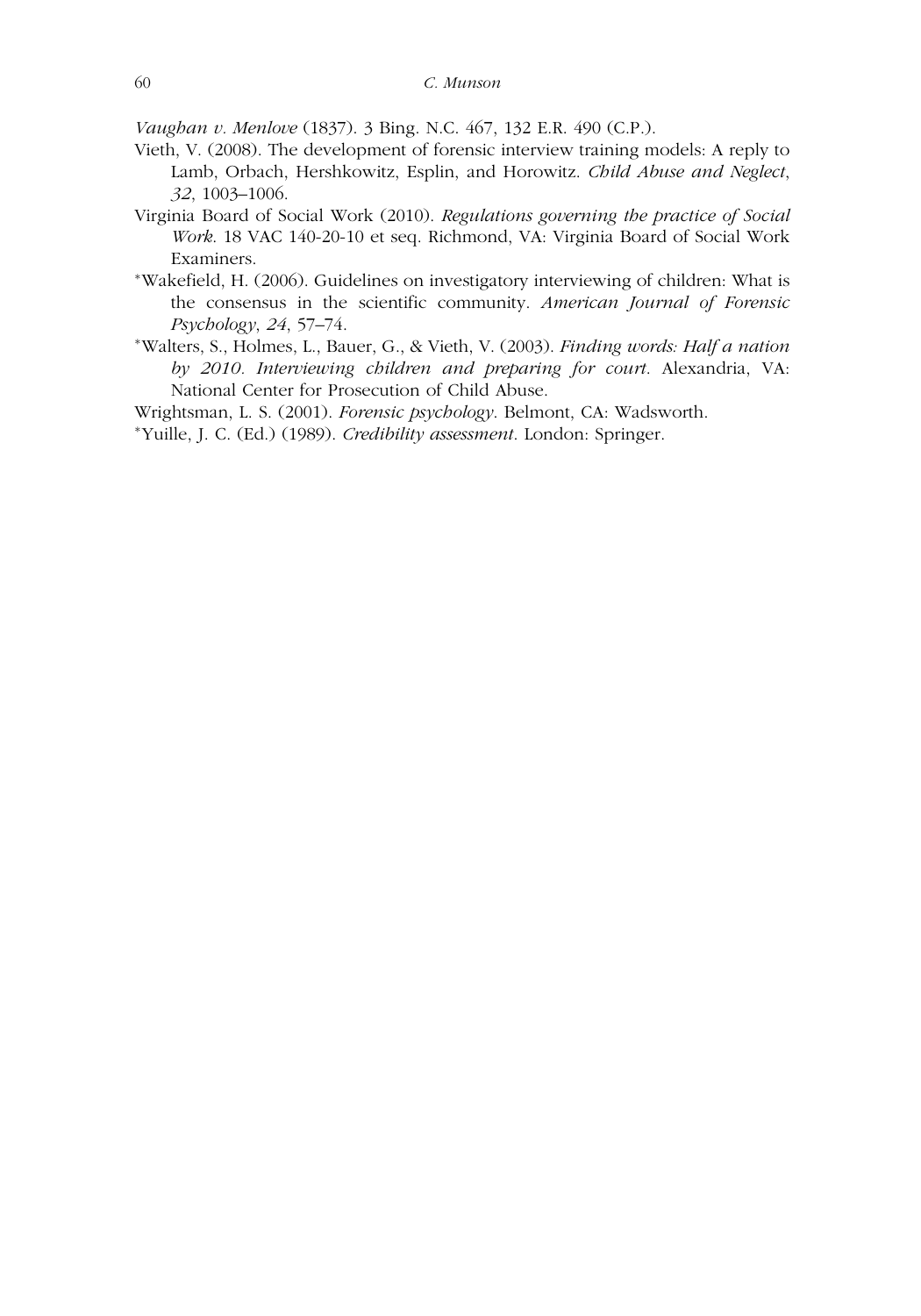*Vaughan v. Menlove* (1837). 3 Bing. N.C. 467, 132 E.R. 490 (C.P.).

Vieth, V. (2008). The development of forensic interview training models: A reply to Lamb, Orbach, Hershkowitz, Esplin, and Horowitz. *Child Abuse and Neglect*, *32*, 1003–1006.

Virginia Board of Social Work (2010). *Regulations governing the practice of Social Work*. 18 VAC 140-20-10 et seq. Richmond, VA: Virginia Board of Social Work Examiners.

*Wakefield, H. (2006). Guidelines on investigatory interviewing of children: What is the consensus in the scientific community. *American Journal of Forensic Psychology*, *24*, 57–74.

*Walters, S., Holmes, L., Bauer, G., & Vieth, V. (2003). *Finding words: Half a nation by 2010. Interviewing children and preparing for court*. Alexandria, VA: National Center for Prosecution of Child Abuse.

Wrightsman, L. S. (2001). *Forensic psychology*. Belmont, CA: Wadsworth.

*Yuille, J. C. (Ed.) (1989). *Credibility assessment*. London: Springer.